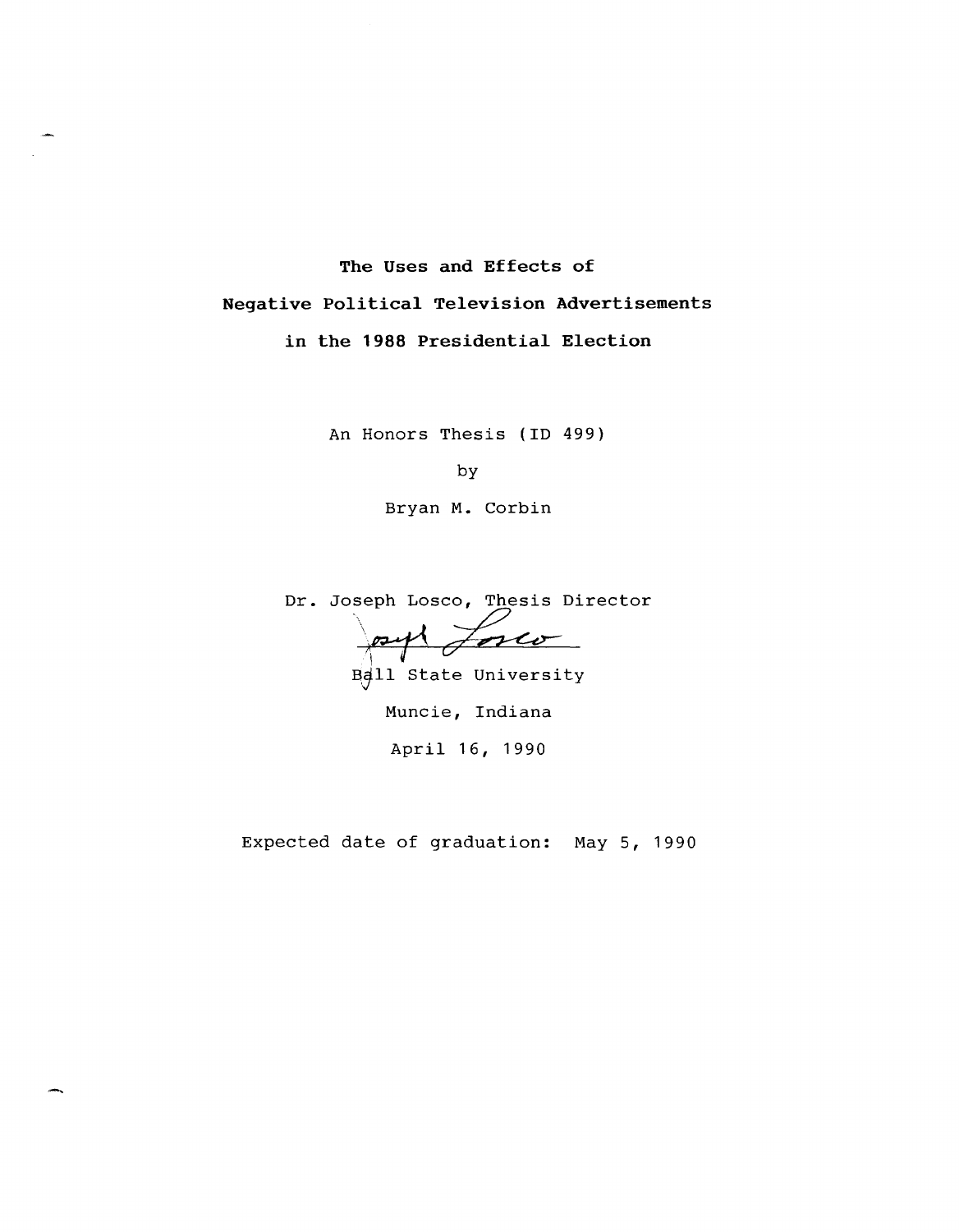# The Uses and Effects of Negative Political Television Advertisements in the 1988 Presidential Election

An Honors Thesis (ID 499)

by

Bryan M. Corbin

Dr. Joseph Losco, Thesis Director

Ball State University

Muncie, Indiana

April 16, 1990

Expected date of graduation: May 5, 1990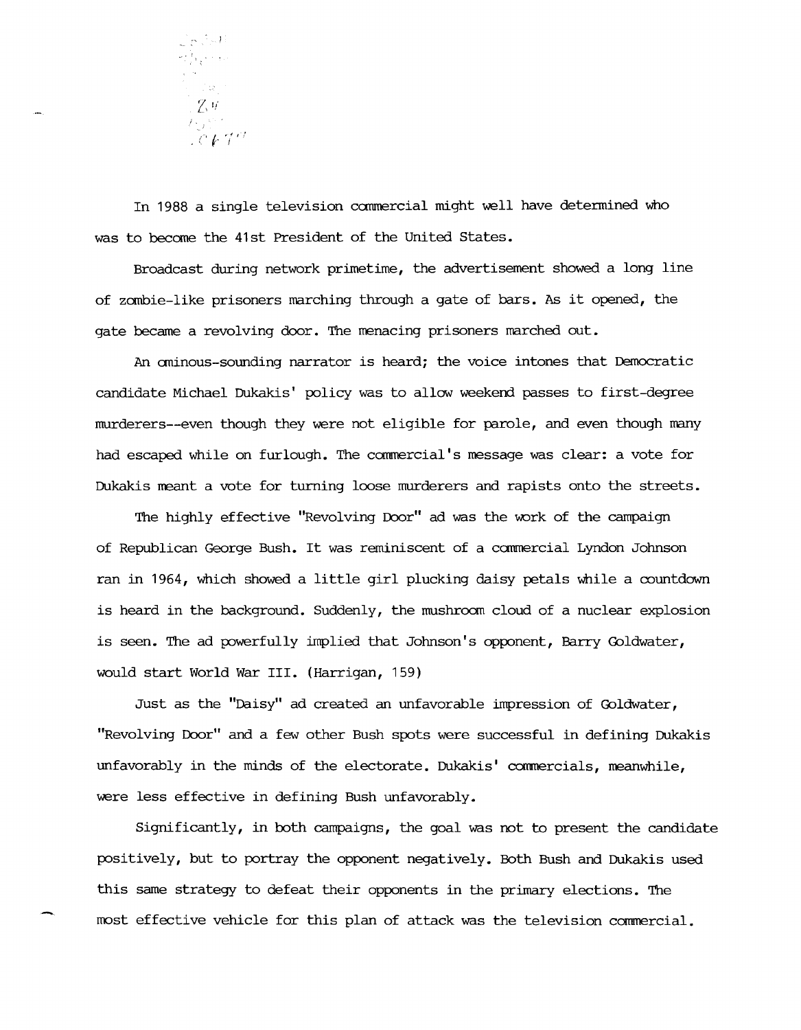In 1988 a single television commercial might well have determined who was to become the 41st President of the United States.

Broadcast during network primetime, the advertisement showed a long line of zombie-like prisoners marching through a gate of bars. As it opened, the gate became a revolving door. The menacing prisoners marched out.

An ominous-sounding narrator is heard; the voice intones that Democratic candidate Michael Dukakis' policy was to allow weekend passes to first-degree murderers--even though they were not eligible for parole, and even though many had escaped while on furlough. The commercial's message was clear: a vote for Dukakis meant a vote for turning loose murderers and rapists onto the streets.

The highly effective "Revolving Door" ad was the work of the campaign of Republican George Bush. It was reminiscent of a commercial Lyndon Johnson ran in 1964, which showed a little girl plucking daisy petals while a countdown is heard in the background. Suddenly, the mushroom cloud of a nuclear explosion is seen. The ad powerfully implied that Johnson's opponent, Barry Goldwater, would start World War III. (Harrigan, 159)

Just as the "Daisy" ad created an unfavorable impression of Goldwater, "Revolving Door" and a few other Bush spots were successful in defining Dukakis unfavorably in the minds of the electorate. Dukakis' commercials, meanwhile, were less effective in defining Bush unfavorably.

Significantly, in both campaigns, the goal was not to present the candidate positively, but to portray the opponent negatively. Both Bush and Dukakis used this same strategy to defeat their opponents in the primary elections. The most effective vehicle for this plan of attack was the television commercial.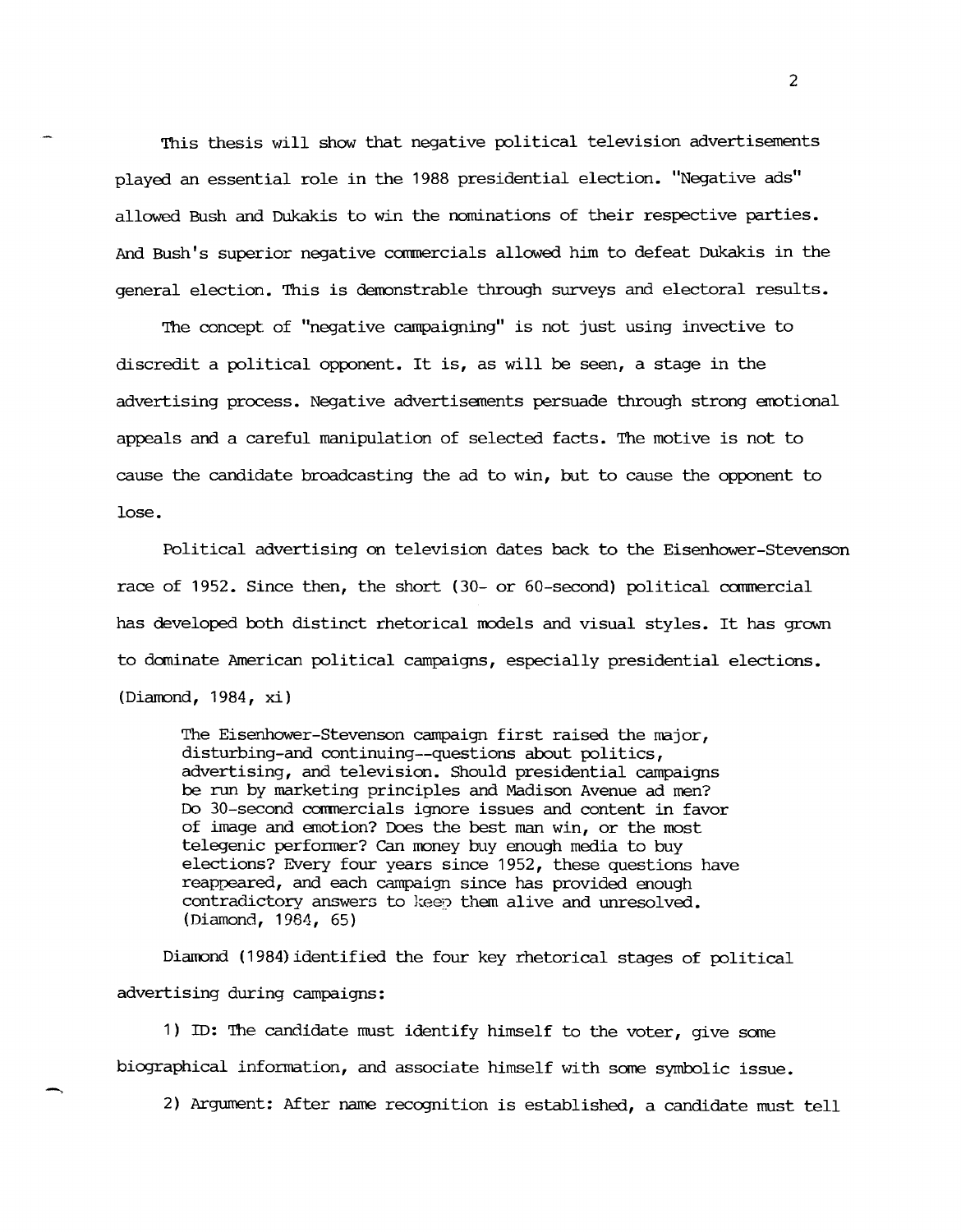This thesis will show that negative political television advertisements played an essential role in the 1988 presidential election. "Negative ads" allowed Bush and Dukakis to win the nominations of their respective parties. And Bush's superior negative commercials allowed him to defeat Dukakis in the general election. This is demonstrable through surveys and electoral results.

The concept of "negative campaigning" is not just using invective to discredit a political opponent. It is, as will be seen, a stage in the advertising process. Negative advertisements persuade through strong emotional appeals and a careful manipulation of selected facts. The motive is not to cause the candidate broadcasting the ad to win, but to cause the opponent to lose.

Political advertising on television dates back to the Eisenhower-Stevenson race of 1952. Since then, the short (30- or 60-second) political commercial has developed both distinct rhetorical models and visual styles. It has grown to dominate American political campaigns, especially presidential elections. (Diamond, 1984, xi)

> The Eisenhower-Stevenson campaign first raised the major, disturbing-and continuing--questions about politics, advertising, and television. Should presidential campaigns be run by marketing principles and Madison Avenue ad men? Do 30-second commercials ignore issues and content in favor of image and emotion? Does the best man win, or the most telegenic performer? Can money buy enough media to buy elections? Every four years since 1952, these questions have reappeared, and each campaign since has provided enough contradictory answers to keep them alive and unresolved. (Diamond, 1984, 65)

Diamond (1984) identified the four key rhetorical stages of political advertising during campaigns:

1) ID: The candidate must identify himself to the voter, give some biographical information, and associate himself with some symbolic issue.

2) Argument: After name recognition is established, a candidate must tell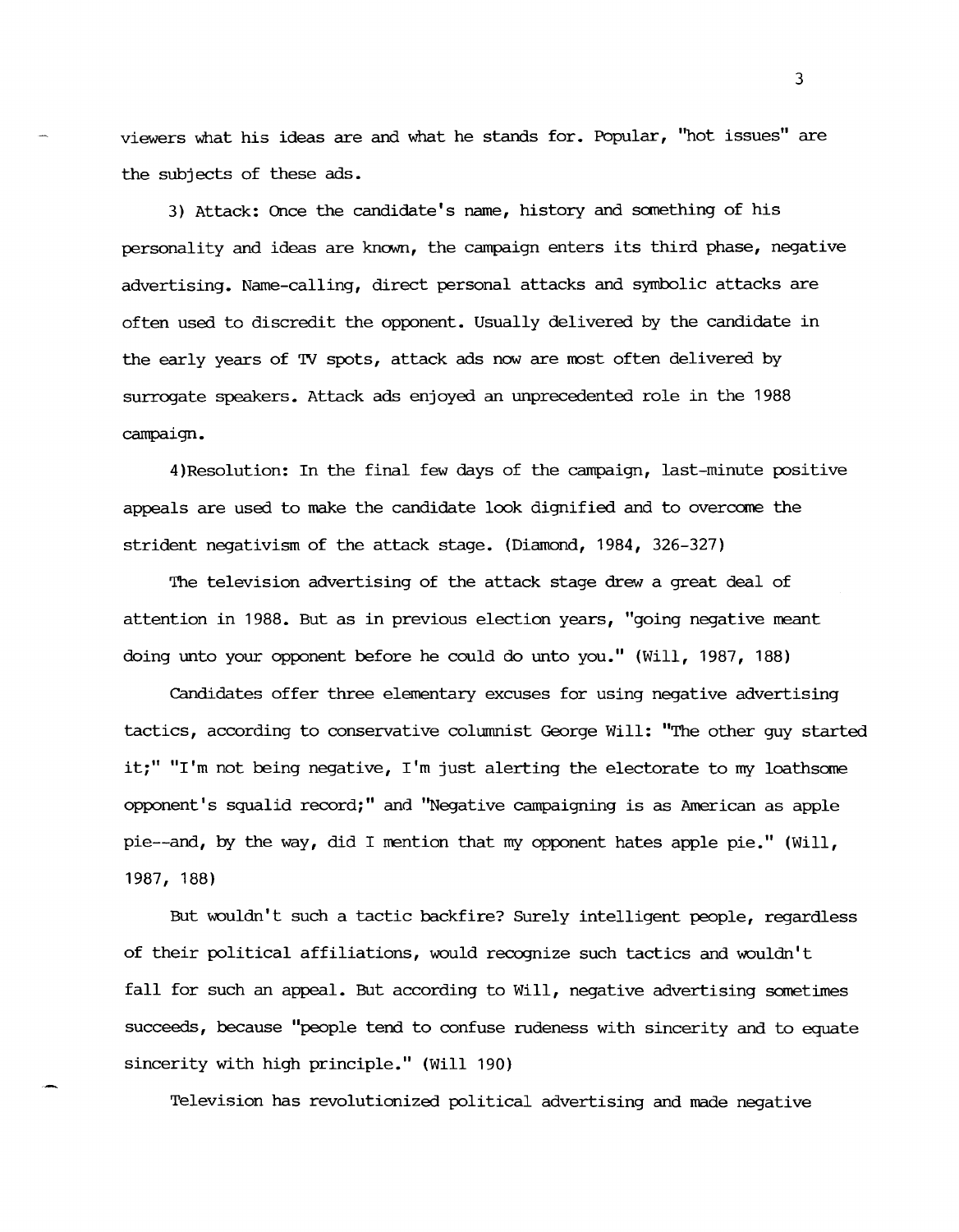viewers what his ideas are and what he stands for. Popular, "hot issues" are the subjects of these ads.

3) Attack: Once the candidate's name, history and something of his personality and ideas are known, the campaign enters its third phase, negative advertising. Name-calling, direct personal attacks and symbolic attacks are often used to discredit the opponent. Usually delivered by the candidate in the early years of TV spots, attack ads now are most often delivered by surrogate speakers. Attack ads enjoyed an unprecedented role in the 1988 campaign.

4)Resolution: In the final few days of the campaign, last-minute positive appeals are used to make the candidate look dignified and to overcome the strident negativism of the attack stage. (Diamond, 1984, 326-327)

The television advertising of the attack stage drew a great deal of attention in 1988. But as in previous election years, "going negative meant doing unto your opponent before he could do unto you." (Will, 1987, 188)

Candidates offer three elementary excuses for using negative advertising tactics, according to conservative columnist George Will: "The other guy started it;" "I'm not being negative, I'm just alerting the electorate to my loathsome opponent's squalid record;" and "Negative campaigning is as American as apple pie--and, by the way, did I mention that my opponent hates apple pie." (Will, 1987, 188)

But wouldn't such a tactic backfire? Surely intelligent people, regardless of their political affiliations, would recognize such tactics and wouldn't fall for such an appeal. But according to Will, negative advertising sometimes succeeds, because "people tend to confuse rudeness with sincerity and to equate sincerity with high principle." (Will 190)

Television has revolutionized political advertising and made negative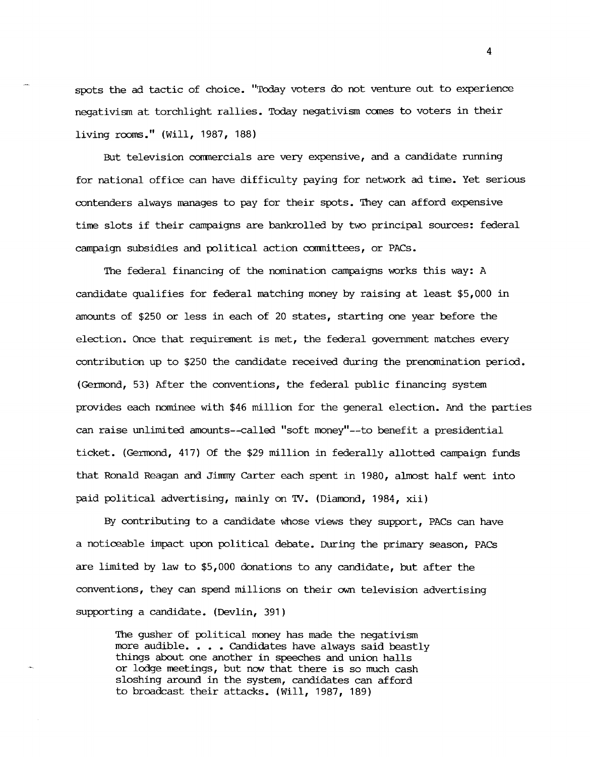spots the ad tactic of choice. "Today voters do not venture out to experience negativism at torchlight rallies. Today negativism comes to voters in their living rooms." (Will, 1987, 188)

But television commercials are very expensive, and a candidate running for national office can have difficulty paying for network ad time. Yet serious contenders always manages to pay for their spots. They can afford expensive time slots if their campaigns are bankrolled by two principal sources: federal campaign subsidies and political action committees, or PACs.

The federal financing of the nomination campaigns works this way: A candidate qualifies for federal matching money by raising at least $5,000 in amounts of $250 or less in each of 20 states, starting one year before the election. Once that requirement is met, the federal government matches every contribution up to $250 the candidate received during the prenomination period. (Germond, 53) After the conventions, the federal public financing system provides each nominee with $46 million for the general election. And the parties can raise unlimited amounts--called "soft money"--to benefit a presidential ticket. (Germond, 417) Of the $29 million in federally allotted campaign funds that Ronald Reagan and Jimmy Carter each spent in 1980, almost half went into paid political advertising, mainly on TV. (Diamond, 1984, xii)

By contributing to a candidate whose views they support, PACs can have a noticeable impact upon political debate. During the primary season, PACs are limited by law to $5,000 donations to any candidate, but after the conventions, they can spend millions on their own television advertising supporting a candidate. (Devlin, 391)

> The gusher of political money has made the negativism more audible. . . . Candidates have always said beastly things about one another in speeches and union halls or lodge meetings, but now that there is so much cash sloshing around in the system, candidates can afford to broadcast their attacks. (Will, 1987, 189)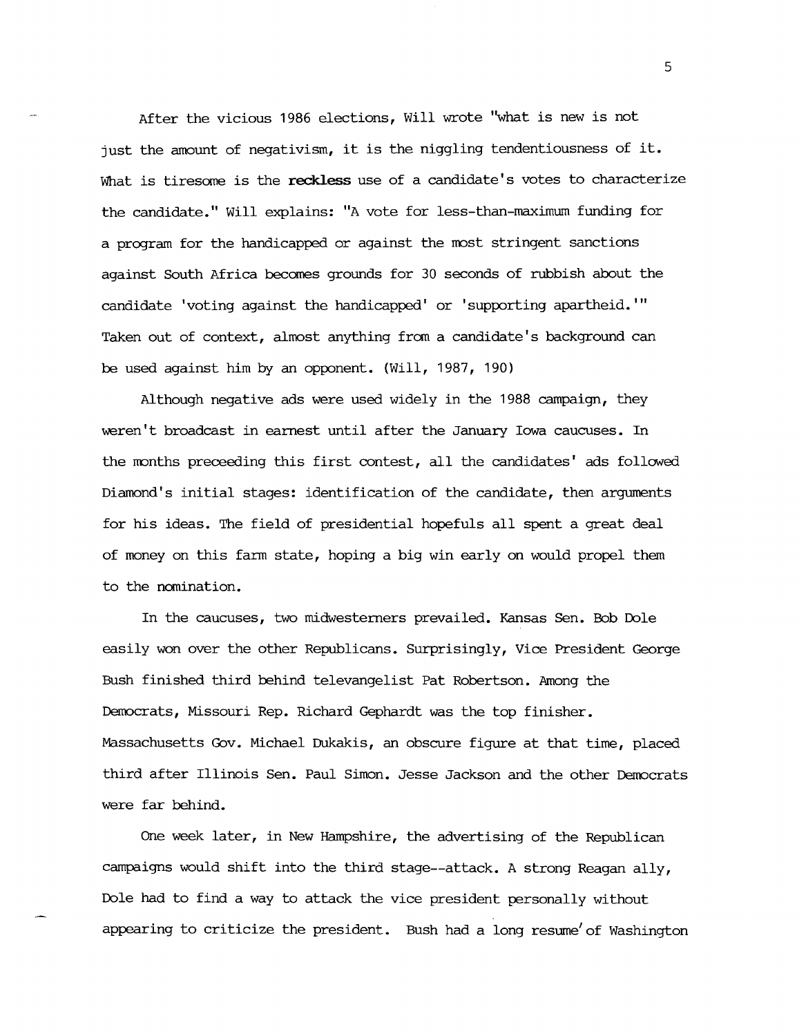After the vicious 1986 elections, Will wrote "what is new is not just the amount of negativism, it is the niggling tendentiousness of it. What is tiresome is the **reckless** use of a candidate's votes to characterize the candidate." Will explains: "A vote for less-than-maximum funding for a program for the handicapped or against the most stringent sanctions against South Africa becomes grounds for 30 seconds of rubbish about the candidate 'voting against the handicapped' or 'supporting apartheid.'" Taken out of context, almost anything from a candidate's background can be used against him by an opponent. (Will, 1987, 190)

Although negative ads were used widely in the 1988 campaign, they weren't broadcast in earnest until after the January Iowa caucuses. In the months preceeding this first contest, all the candidates' ads followed Diamond's initial stages: identification of the candidate, then arguments for his ideas. The field of presidential hopefuls all spent a great deal of money on this farm state, hoping a big win early on would propel them to the nomination.

In the caucuses, two midwesterners prevailed. Kansas Sen. Bob Dole easily won over the other Republicans. Surprisingly, Vice President George Bush finished third behind televangelist Pat Robertson. Among the Democrats, Missouri Rep. Richard Gephardt was the top finisher. Massachusetts Gov. Michael Dukakis, an obscure figure at that time, placed third after Illinois Sen. Paul Simon. Jesse Jackson and the other Democrats were far behind.

One week later, in New Hampshire, the advertising of the Republican campaigns would shift into the third stage--attack. A strong Reagan ally, Dole had to find a way to attack the vice president personally without appearing to criticize the president. Bush had a long resumé of Washington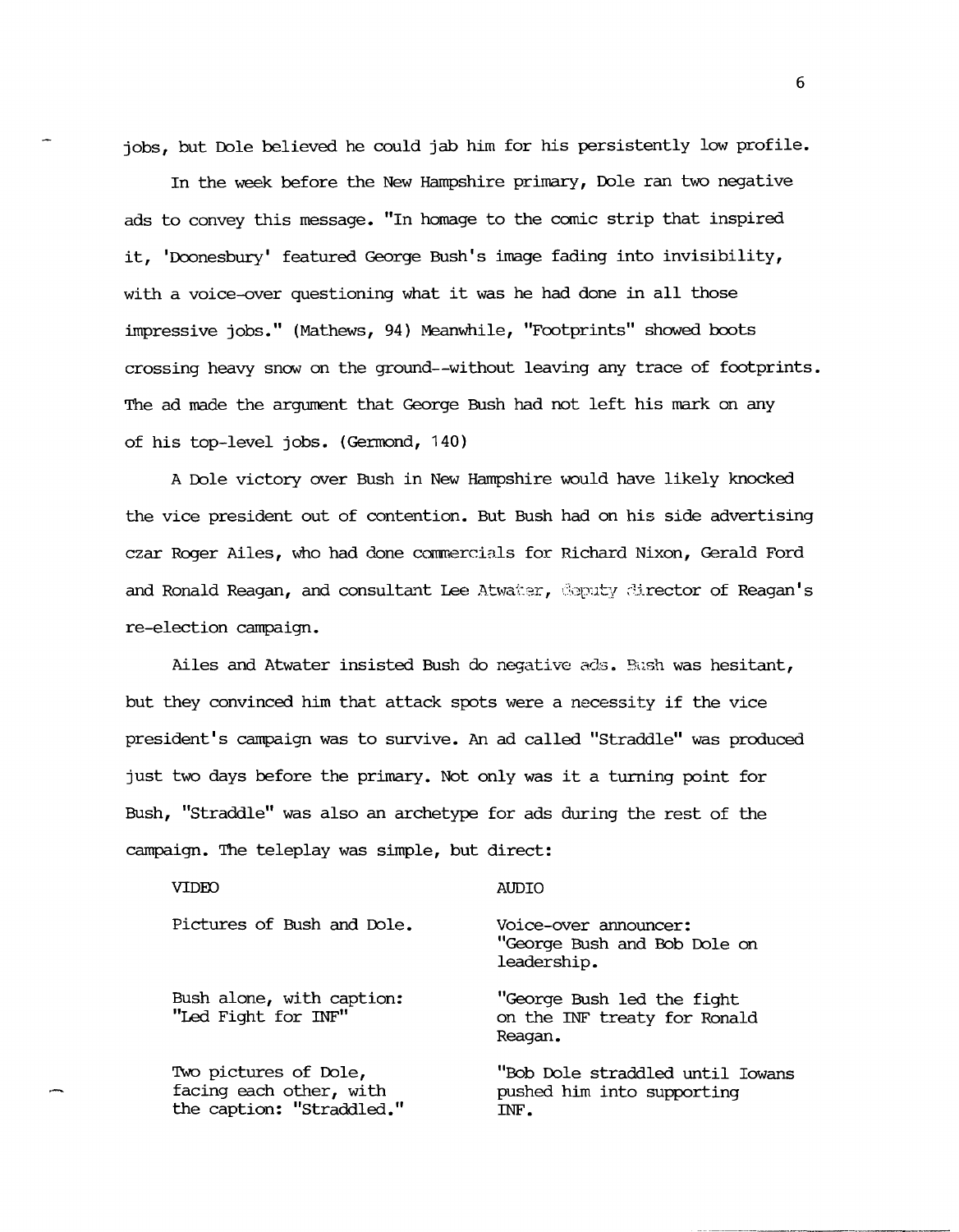jobs, but Dole believed he could jab him for his persistently low profile.

In the week before the New Hampshire primary, Dole ran two negative ads to convey this message. "In homage to the comic strip that inspired it, 'Doonesbury' featured George Bush's image fading into invisibility, with a voice-over questioning what it was he had done in all those impressive jobs." (Mathews, 94) Meanwhile, "Footprints" showed boots crossing heavy snow on the ground--without leaving any trace of footprints. The ad made the argument that George Bush had not left his mark on any of his top-level jobs. (Germond, 140)

A Dole victory over Bush in New Hampshire would have likely knocked the vice president out of contention. But Bush had on his side advertising czar Roger Ailes, who had done commercials for Richard Nixon, Gerald Ford and Ronald Reagan, and consultant Lee Atwater, deputy director of Reagan's re-election campaign.

Ailes and Atwater insisted Bush do negative ads. Bush was hesitant, but they convinced him that attack spots were a necessity if the vice president's campaign was to survive. An ad called "Straddle" was produced just two days before the primary. Not only was it a turning point for Bush, "Straddle" was also an archetype for ads during the rest of the campaign. The teleplay was simple, but direct:

| VIDEO | AUDIO |
|---|---|
| Pictures of Bush and Dole. | Voice-over announcer: "George Bush and Bob Dole on leadership. |
| Bush alone, with caption: "Led Fight for INF" | "George Bush led the fight on the INF treaty for Ronald Reagan. |
| Two pictures of Dole, facing each other, with the caption: "Straddled." | "Bob Dole straddled until Iowans pushed him into supporting INF. |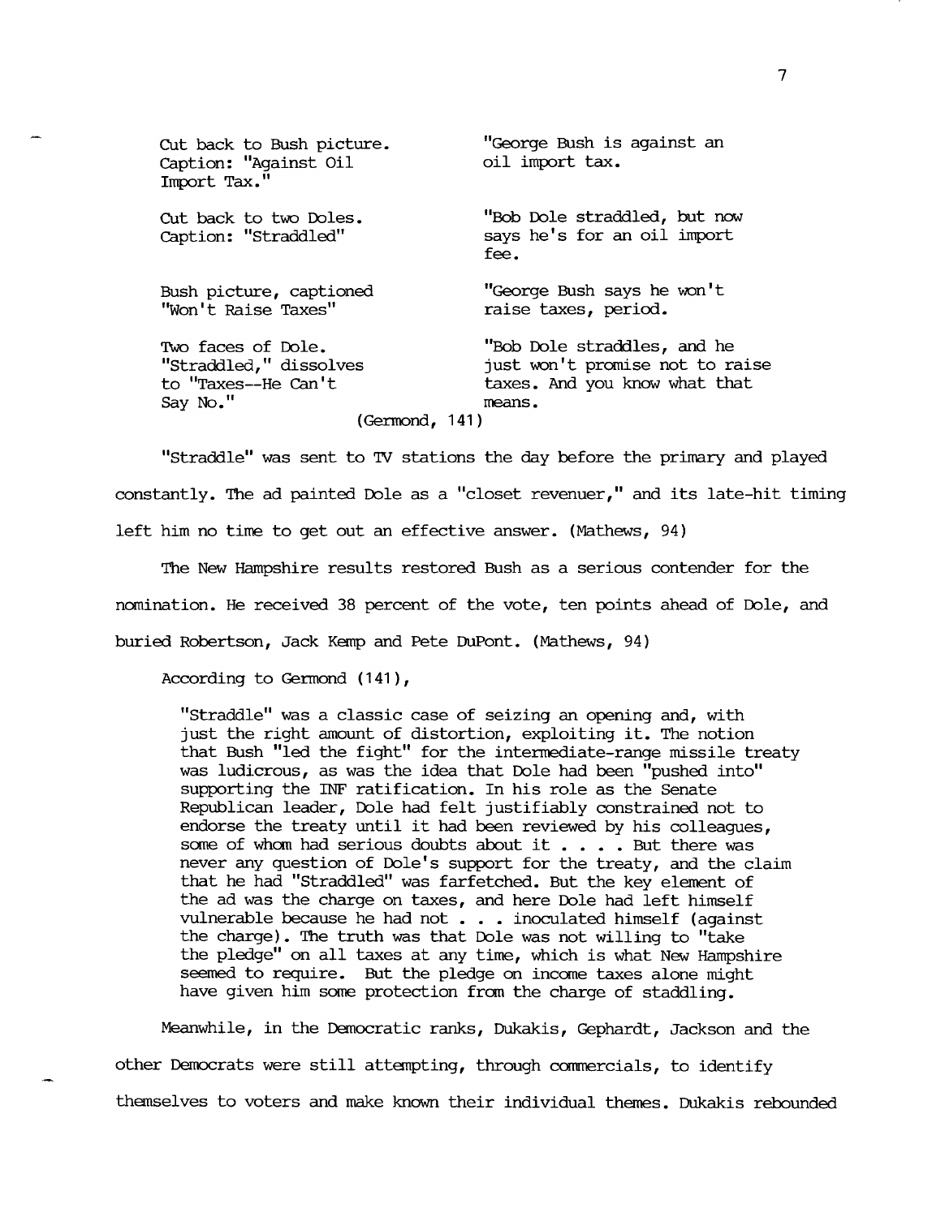| | |
|---|---|
| Cut back to Bush picture. Caption: "Against Oil Import Tax." | "George Bush is against an oil import tax. |
| Cut back to two Doles. Caption: "Straddled" | "Bob Dole straddled, but now says he's for an oil import fee. |
| Bush picture, captioned "Won't Raise Taxes" | "George Bush says he won't raise taxes, period. |
| Two faces of Dole. "Straddled," dissolves to "Taxes--He Can't Say No." | "Bob Dole straddles, and he just won't promise not to raise taxes. And you know what that means. |

(Germond, 141)

"Straddle" was sent to TV stations the day before the primary and played constantly. The ad painted Dole as a "closet revenuer," and its late-hit timing left him no time to get out an effective answer. (Mathews, 94)

The New Hampshire results restored Bush as a serious contender for the nomination. He received 38 percent of the vote, ten points ahead of Dole, and buried Robertson, Jack Kemp and Pete DuPont. (Mathews, 94)

According to Germond (141),

> "Straddle" was a classic case of seizing an opening and, with just the right amount of distortion, exploiting it. The notion that Bush "led the fight" for the intermediate-range missile treaty was ludicrous, as was the idea that Dole had been "pushed into" supporting the INF ratification. In his role as the Senate Republican leader, Dole had felt justifiably constrained not to endorse the treaty until it had been reviewed by his colleagues, some of whom had serious doubts about it . . . . But there was never any question of Dole's support for the treaty, and the claim that he had "Straddled" was farfetched. But the key element of the ad was the charge on taxes, and here Dole had left himself vulnerable because he had not . . . inoculated himself (against the charge). The truth was that Dole was not willing to "take the pledge" on all taxes at any time, which is what New Hampshire seemed to require. But the pledge on income taxes alone might have given him some protection from the charge of staddling.

Meanwhile, in the Democratic ranks, Dukakis, Gephardt, Jackson and the other Democrats were still attempting, through commercials, to identify themselves to voters and make known their individual themes. Dukakis rebounded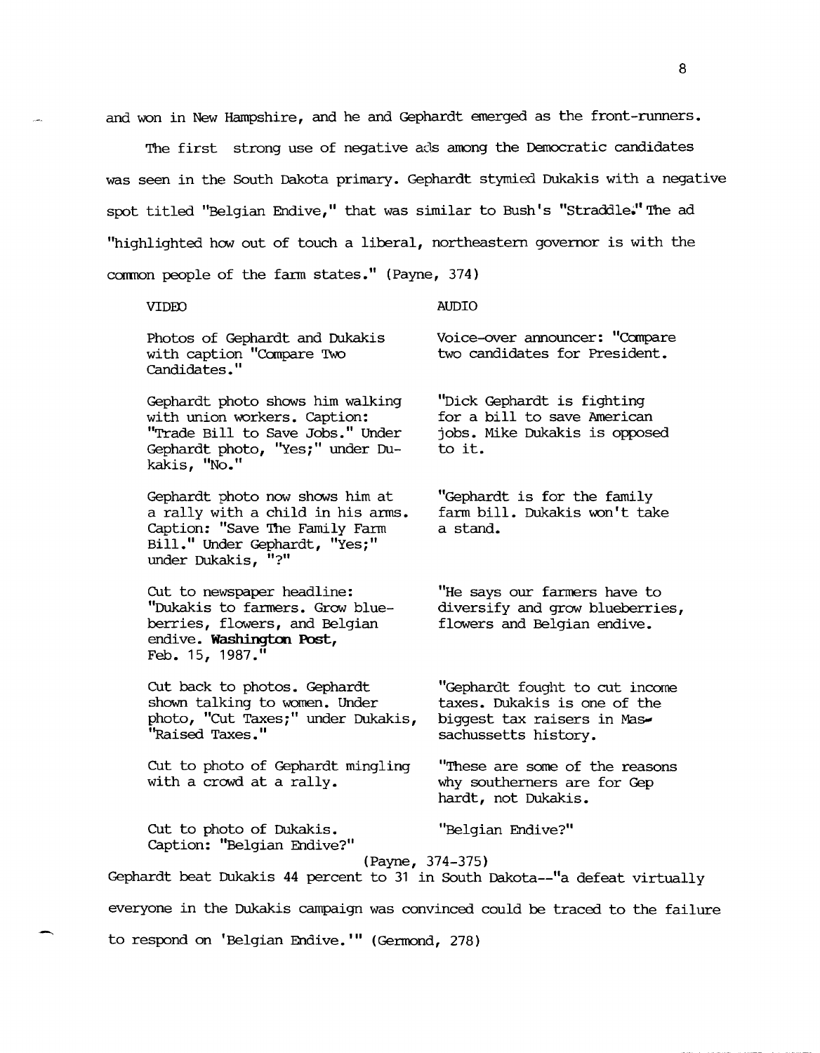and won in New Hampshire, and he and Gephardt emerged as the front-runners.

The first strong use of negative ads among the Democratic candidates was seen in the South Dakota primary. Gephardt stymied Dukakis with a negative spot titled "Belgian Endive," that was similar to Bush's "Straddle." The ad "highlighted how out of touch a liberal, northeastern governor is with the common people of the farm states." (Payne, 374)

| VIDEO | AUDIO |
|---|---|
| Photos of Gephardt and Dukakis with caption "Compare Two Candidates." | Voice-over announcer: "Compare two candidates for President. |
| Gephardt photo shows him walking with union workers. Caption: "Trade Bill to Save Jobs." Under Gephardt photo, "Yes;" under Dukakis, "No." | "Dick Gephardt is fighting for a bill to save American jobs. Mike Dukakis is opposed to it. |
| Gephardt photo now shows him at a rally with a child in his arms. Caption: "Save The Family Farm Bill." Under Gephardt, "Yes;" under Dukakis, "?" | "Gephardt is for the family farm bill. Dukakis won't take a stand. |
| Cut to newspaper headline: "Dukakis to farmers. Grow blueberries, flowers, and Belgian endive. **Washington Post**, Feb. 15, 1987." | "He says our farmers have to diversify and grow blueberries, flowers and Belgian endive. |
| Cut back to photos. Gephardt shown talking to women. Under photo, "Cut Taxes;" under Dukakis, "Raised Taxes." | "Gephardt fought to cut income taxes. Dukakis is one of the biggest tax raisers in Massachussetts history. |
| Cut to photo of Gephardt mingling with a crowd at a rally. | "These are some of the reasons why southerners are for Gephardt, not Dukakis. |
| Cut to photo of Dukakis. Caption: "Belgian Endive?" | "Belgian Endive?" |

(Payne, 374-375)

Gephardt beat Dukakis 44 percent to 31 in South Dakota--"a defeat virtually everyone in the Dukakis campaign was convinced could be traced to the failure to respond on 'Belgian Endive.'" (Germond, 278)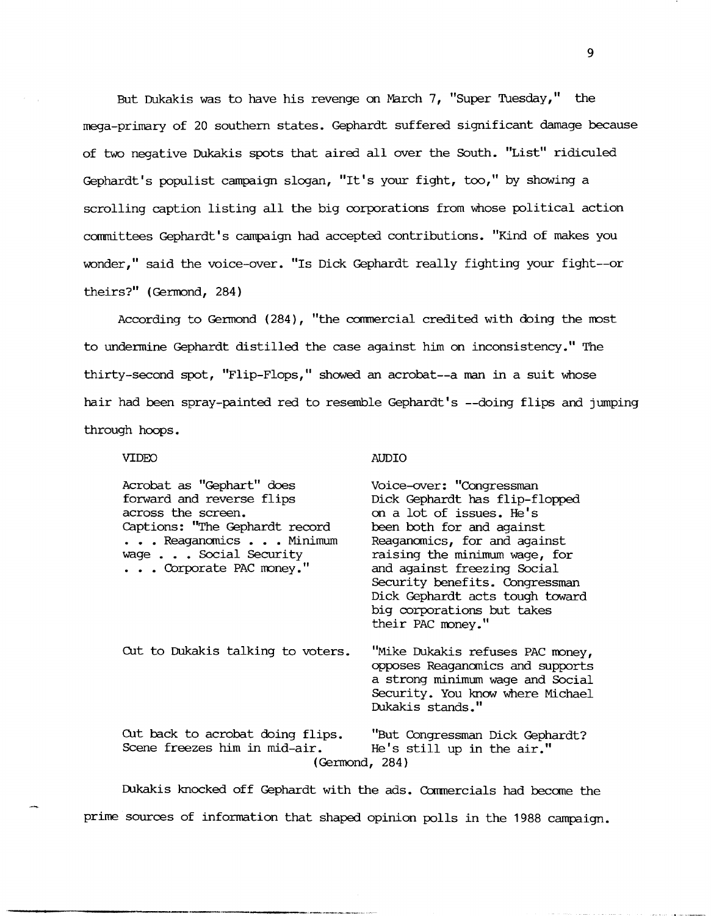But Dukakis was to have his revenge on March 7, "Super Tuesday," the mega-primary of 20 southern states. Gephardt suffered significant damage because of two negative Dukakis spots that aired all over the South. "List" ridiculed Gephardt's populist campaign slogan, "It's your fight, too," by showing a scrolling caption listing all the big corporations from whose political action committees Gephardt's campaign had accepted contributions. "Kind of makes you wonder," said the voice-over. "Is Dick Gephardt really fighting your fight--or theirs?" (Germond, 284)

According to Germond (284), "the commercial credited with doing the most to undermine Gephardt distilled the case against him on inconsistency." The thirty-second spot, "Flip-Flops," showed an acrobat--a man in a suit whose hair had been spray-painted red to resemble Gephardt's --doing flips and jumping through hoops.

| VIDEO | AUDIO |
|---|---|
| Acrobat as "Gephart" does forward and reverse flips across the screen. Captions: "The Gephardt record . . . Reaganomics . . . Minimum wage . . . Social Security . . . Corporate PAC money." | Voice-over: "Congressman Dick Gephardt has flip-flopped on a lot of issues. He's been both for and against Reaganomics, for and against raising the minimum wage, for and against freezing Social Security benefits. Congressman Dick Gephardt acts tough toward big corporations but takes their PAC money." |
| Cut to Dukakis talking to voters. | "Mike Dukakis refuses PAC money, opposes Reaganomics and supports a strong minimum wage and Social Security. You know where Michael Dukakis stands." |
| Cut back to acrobat doing flips. Scene freezes him in mid-air. | "But Congressman Dick Gephardt? He's still up in the air." |

(Germond, 284)

Dukakis knocked off Gephardt with the ads. Commercials had become the prime sources of information that shaped opinion polls in the 1988 campaign.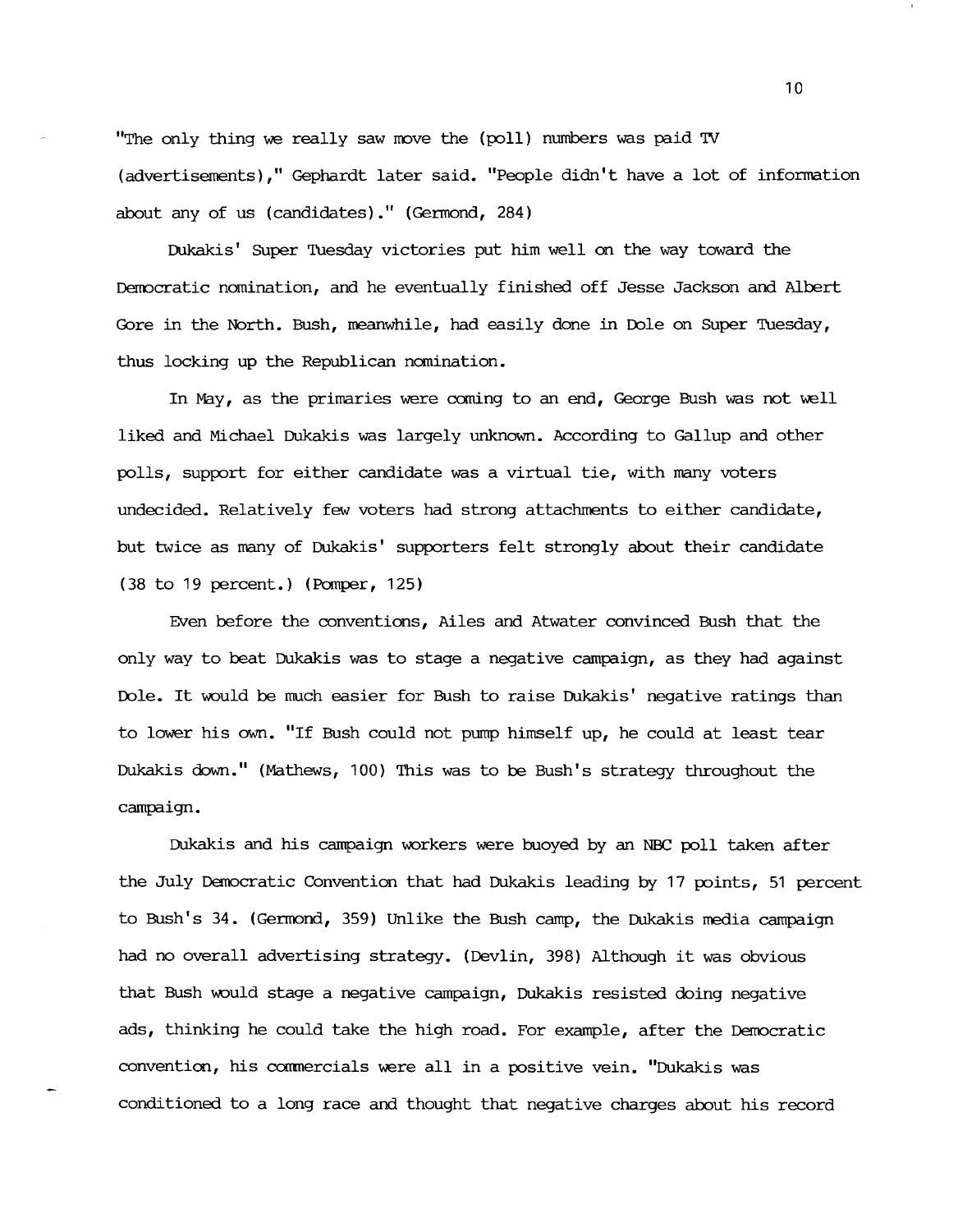"The only thing we really saw move the (poll) numbers was paid TV (advertisements)," Gephardt later said. "People didn't have a lot of information about any of us (candidates)." (Germond, 284)

Dukakis' Super Tuesday victories put him well on the way toward the Democratic nomination, and he eventually finished off Jesse Jackson and Albert Gore in the North. Bush, meanwhile, had easily done in Dole on Super Tuesday, thus locking up the Republican nomination.

In May, as the primaries were coming to an end, George Bush was not well liked and Michael Dukakis was largely unknown. According to Gallup and other polls, support for either candidate was a virtual tie, with many voters undecided. Relatively few voters had strong attachments to either candidate, but twice as many of Dukakis' supporters felt strongly about their candidate (38 to 19 percent.) (Pomper, 125)

Even before the conventions, Ailes and Atwater convinced Bush that the only way to beat Dukakis was to stage a negative campaign, as they had against Dole. It would be much easier for Bush to raise Dukakis' negative ratings than to lower his own. "If Bush could not pump himself up, he could at least tear Dukakis down." (Mathews, 100) This was to be Bush's strategy throughout the campaign.

Dukakis and his campaign workers were buoyed by an NBC poll taken after the July Democratic Convention that had Dukakis leading by 17 points, 51 percent to Bush's 34. (Germond, 359) Unlike the Bush camp, the Dukakis media campaign had no overall advertising strategy. (Devlin, 398) Although it was obvious that Bush would stage a negative campaign, Dukakis resisted doing negative ads, thinking he could take the high road. For example, after the Democratic convention, his commercials were all in a positive vein. "Dukakis was conditioned to a long race and thought that negative charges about his record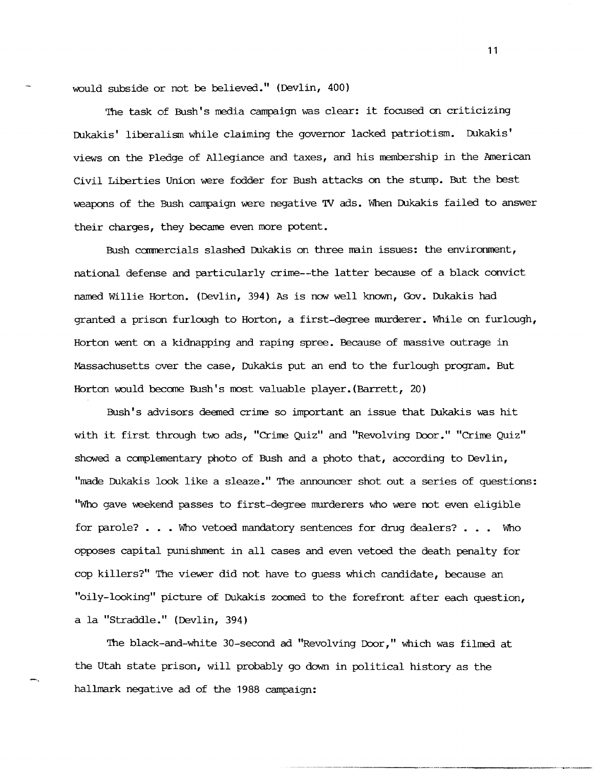would subside or not be believed." (Devlin, 400)

The task of Bush's media campaign was clear: it focused on criticizing Dukakis' liberalism while claiming the governor lacked patriotism. Dukakis' views on the Pledge of Allegiance and taxes, and his membership in the American Civil Liberties Union were fodder for Bush attacks on the stump. But the best weapons of the Bush campaign were negative TV ads. When Dukakis failed to answer their charges, they became even more potent.

Bush commercials slashed Dukakis on three main issues: the environment, national defense and particularly crime--the latter because of a black convict named Willie Horton. (Devlin, 394) As is now well known, Gov. Dukakis had granted a prison furlough to Horton, a first-degree murderer. While on furlough, Horton went on a kidnapping and raping spree. Because of massive outrage in Massachusetts over the case, Dukakis put an end to the furlough program. But Horton would become Bush's most valuable player.(Barrett, 20)

Bush's advisors deemed crime so important an issue that Dukakis was hit with it first through two ads, "Crime Quiz" and "Revolving Door." "Crime Quiz" showed a complementary photo of Bush and a photo that, according to Devlin, "made Dukakis look like a sleaze." The announcer shot out a series of questions: "Who gave weekend passes to first-degree murderers who were not even eligible for parole? . . . Who vetoed mandatory sentences for drug dealers? . . . Who opposes capital punishment in all cases and even vetoed the death penalty for cop killers?" The viewer did not have to guess which candidate, because an "oily-looking" picture of Dukakis zoomed to the forefront after each question, a la "Straddle." (Devlin, 394)

The black-and-white 30-second ad "Revolving Door," which was filmed at the Utah state prison, will probably go down in political history as the hallmark negative ad of the 1988 campaign: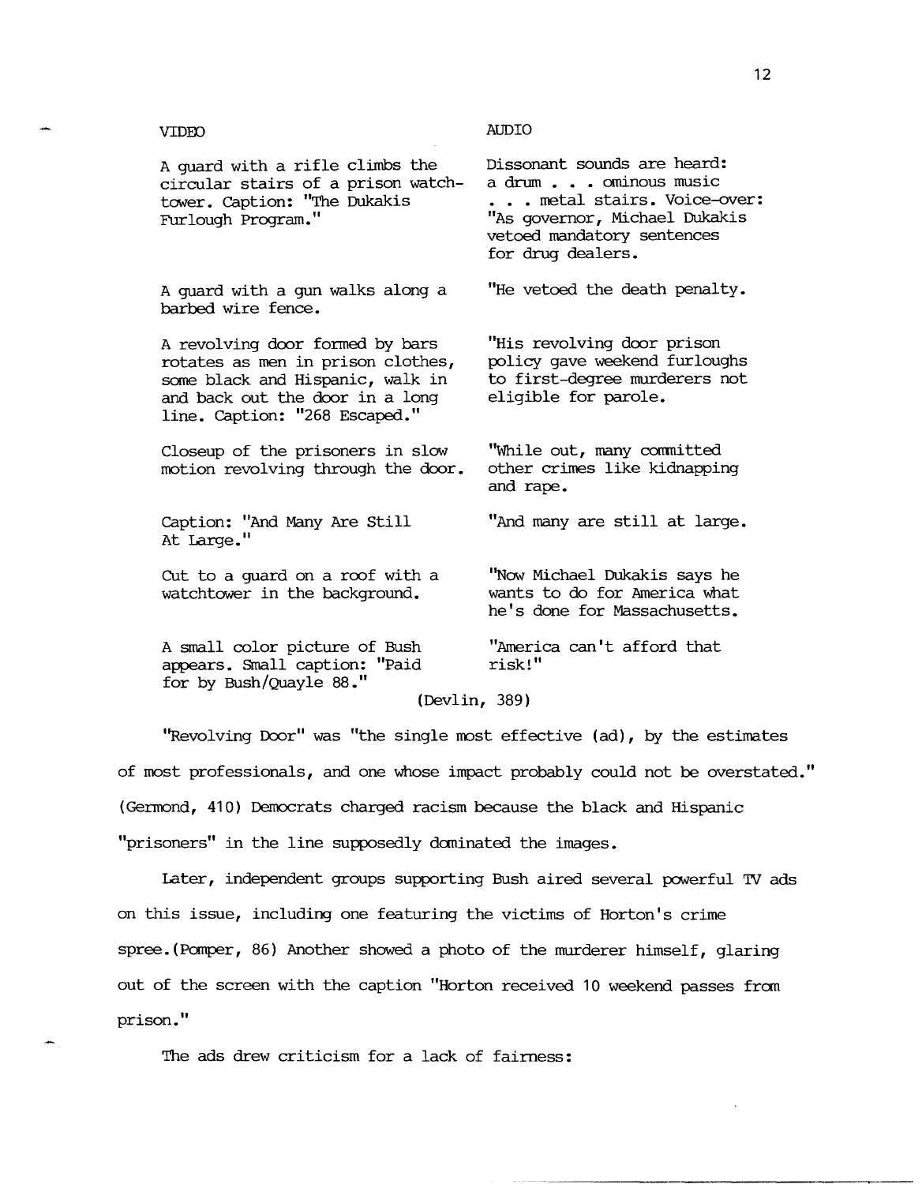| VIDEO | AUDIO |
|---|---|
| A guard with a rifle climbs the circular stairs of a prison watch-tower. Caption: "The Dukakis Furlough Program." | Dissonant sounds are heard: a drum . . . ominous music . . . metal stairs. Voice-over: "As governor, Michael Dukakis vetoed mandatory sentences for drug dealers. |
| A guard with a gun walks along a barbed wire fence. | "He vetoed the death penalty. |
| A revolving door formed by bars rotates as men in prison clothes, some black and Hispanic, walk in and back out the door in a long line. Caption: "268 Escaped." | "His revolving door prison policy gave weekend furloughs to first-degree murderers not eligible for parole. |
| Closeup of the prisoners in slow motion revolving through the door. | "While out, many committed other crimes like kidnapping and rape. |
| Caption: "And Many Are Still At Large." | "And many are still at large. |
| Cut to a guard on a roof with a watchtower in the background. | "Now Michael Dukakis says he wants to do for America what he's done for Massachusetts. |
| A small color picture of Bush appears. Small caption: "Paid for by Bush/Quayle 88." | "America can't afford that risk!" |

(Devlin, 389)

"Revolving Door" was "the single most effective (ad), by the estimates of most professionals, and one whose impact probably could not be overstated." (Germond, 410) Democrats charged racism because the black and Hispanic "prisoners" in the line supposedly dominated the images.

Later, independent groups supporting Bush aired several powerful TV ads on this issue, including one featuring the victims of Horton's crime spree.(Pomper, 86) Another showed a photo of the murderer himself, glaring out of the screen with the caption "Horton received 10 weekend passes from prison."

The ads drew criticism for a lack of fairness: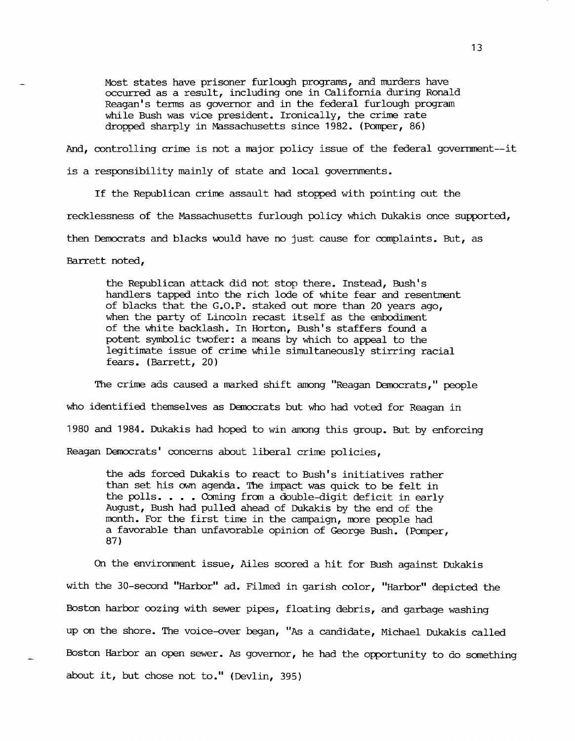> Most states have prisoner furlough programs, and murders have occurred as a result, including one in California during Ronald Reagan's terms as governor and in the federal furlough program while Bush was vice president. Ironically, the crime rate dropped sharply in Massachusetts since 1982. (Pomper, 86)

And, controlling crime is not a major policy issue of the federal government--it is a responsibility mainly of state and local governments.

If the Republican crime assault had stopped with pointing out the recklessness of the Massachusetts furlough policy which Dukakis once supported, then Democrats and blacks would have no just cause for complaints. But, as Barrett noted,

> the Republican attack did not stop there. Instead, Bush's handlers tapped into the rich lode of white fear and resentment of blacks that the G.O.P. staked out more than 20 years ago, when the party of Lincoln recast itself as the embodiment of the white backlash. In Horton, Bush's staffers found a potent symbolic twofer: a means by which to appeal to the legitimate issue of crime while simultaneously stirring racial fears. (Barrett, 20)

The crime ads caused a marked shift among "Reagan Democrats," people who identified themselves as Democrats but who had voted for Reagan in 1980 and 1984. Dukakis had hoped to win among this group. But by enforcing Reagan Democrats' concerns about liberal crime policies,

> the ads forced Dukakis to react to Bush's initiatives rather than set his own agenda. The impact was quick to be felt in the polls. . . . Coming from a double-digit deficit in early August, Bush had pulled ahead of Dukakis by the end of the month. For the first time in the campaign, more people had a favorable than unfavorable opinion of George Bush. (Pomper, 87)

On the environment issue, Ailes scored a hit for Bush against Dukakis with the 30-second "Harbor" ad. Filmed in garish color, "Harbor" depicted the Boston harbor oozing with sewer pipes, floating debris, and garbage washing up on the shore. The voice-over began, "As a candidate, Michael Dukakis called Boston Harbor an open sewer. As governor, he had the opportunity to do something about it, but chose not to." (Devlin, 395)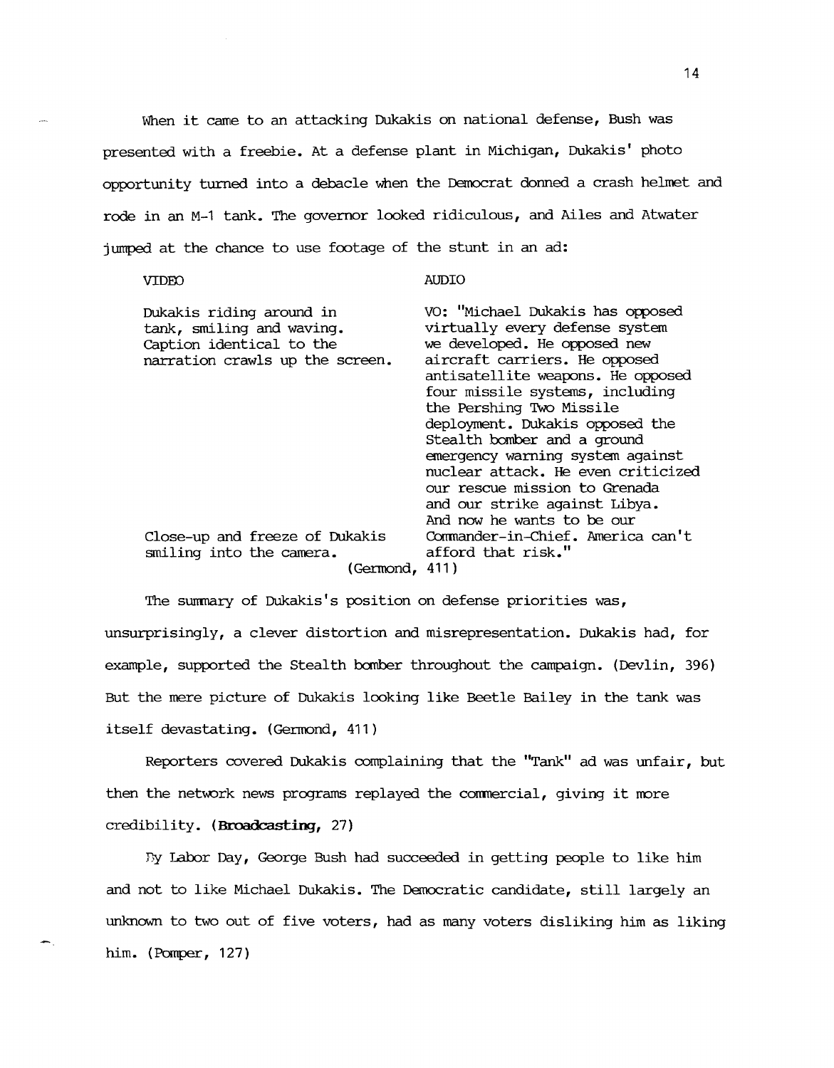When it came to an attacking Dukakis on national defense, Bush was presented with a freebie. At a defense plant in Michigan, Dukakis' photo opportunity turned into a debacle when the Democrat donned a crash helmet and rode in an M-1 tank. The governor looked ridiculous, and Ailes and Atwater jumped at the chance to use footage of the stunt in an ad:

| VIDEO | AUDIO |
|---|---|
| Dukakis riding around in tank, smiling and waving. Caption identical to the narration crawls up the screen. | VO: "Michael Dukakis has opposed virtually every defense system we developed. He opposed new aircraft carriers. He opposed antisatellite weapons. He opposed four missile systems, including the Pershing Two Missile deployment. Dukakis opposed the Stealth bomber and a ground emergency warning system against nuclear attack. He even criticized our rescue mission to Grenada and our strike against Libya. And now he wants to be our |
| Close-up and freeze of Dukakis smiling into the camera. | Commander-in-Chief. America can't afford that risk." |

(Germond, 411)

The summary of Dukakis's position on defense priorities was, unsurprisingly, a clever distortion and misrepresentation. Dukakis had, for example, supported the Stealth bomber throughout the campaign. (Devlin, 396) But the mere picture of Dukakis looking like Beetle Bailey in the tank was itself devastating. (Germond, 411)

Reporters covered Dukakis complaining that the "Tank" ad was unfair, but then the network news programs replayed the commercial, giving it more credibility. (**Broadcasting**, 27)

By Labor Day, George Bush had succeeded in getting people to like him and not to like Michael Dukakis. The Democratic candidate, still largely an unknown to two out of five voters, had as many voters disliking him as liking him. (Pomper, 127)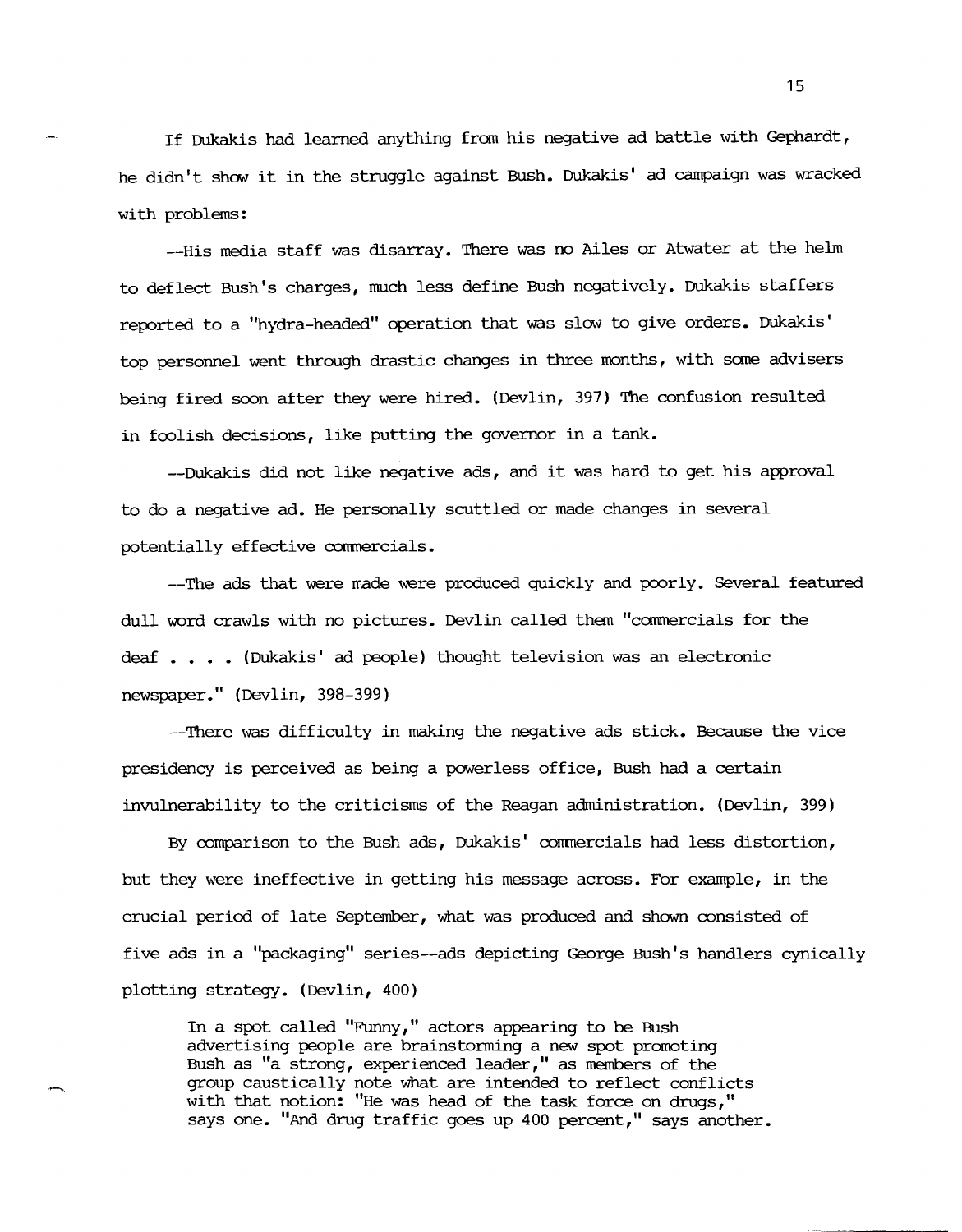If Dukakis had learned anything from his negative ad battle with Gephardt, he didn't show it in the struggle against Bush. Dukakis' ad campaign was wracked with problems:

--His media staff was disarray. There was no Ailes or Atwater at the helm to deflect Bush's charges, much less define Bush negatively. Dukakis staffers reported to a "hydra-headed" operation that was slow to give orders. Dukakis' top personnel went through drastic changes in three months, with some advisers being fired soon after they were hired. (Devlin, 397) The confusion resulted in foolish decisions, like putting the governor in a tank.

--Dukakis did not like negative ads, and it was hard to get his approval to do a negative ad. He personally scuttled or made changes in several potentially effective commercials.

--The ads that were made were produced quickly and poorly. Several featured dull word crawls with no pictures. Devlin called them "commercials for the deaf . . . . (Dukakis' ad people) thought television was an electronic newspaper." (Devlin, 398-399)

--There was difficulty in making the negative ads stick. Because the vice presidency is perceived as being a powerless office, Bush had a certain invulnerability to the criticisms of the Reagan administration. (Devlin, 399)

By comparison to the Bush ads, Dukakis' commercials had less distortion, but they were ineffective in getting his message across. For example, in the crucial period of late September, what was produced and shown consisted of five ads in a "packaging" series--ads depicting George Bush's handlers cynically plotting strategy. (Devlin, 400)

> In a spot called "Funny," actors appearing to be Bush advertising people are brainstorming a new spot promoting Bush as "a strong, experienced leader," as members of the group caustically note what are intended to reflect conflicts with that notion: "He was head of the task force on drugs," says one. "And drug traffic goes up 400 percent," says another.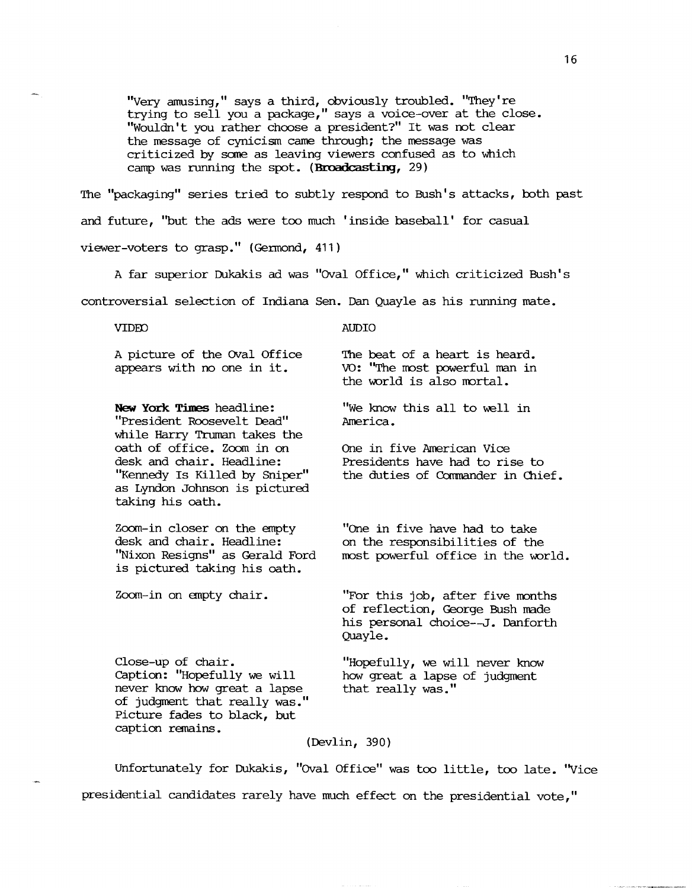> "Very amusing," says a third, obviously troubled. "They're trying to sell you a package," says a voice-over at the close. "Wouldn't you rather choose a president?" It was not clear the message of cynicism came through; the message was criticized by some as leaving viewers confused as to which camp was running the spot. (**Broadcasting**, 29)

The "packaging" series tried to subtly respond to Bush's attacks, both past and future, "but the ads were too much 'inside baseball' for casual viewer-voters to grasp." (Germond, 411)

A far superior Dukakis ad was "Oval Office," which criticized Bush's controversial selection of Indiana Sen. Dan Quayle as his running mate.

| VIDEO | AUDIO |
|---|---|
| A picture of the Oval Office appears with no one in it. | The beat of a heart is heard. VO: "The most powerful man in the world is also mortal. |
| **New York Times** headline: "President Roosevelt Dead" while Harry Truman takes the oath of office. Zoom in on desk and chair. Headline: "Kennedy Is Killed by Sniper" as Lyndon Johnson is pictured taking his oath. | "We know this all to well in America. One in five American Vice Presidents have had to rise to the duties of Commander in Chief. |
| Zoom-in closer on the empty desk and chair. Headline: "Nixon Resigns" as Gerald Ford is pictured taking his oath. | "One in five have had to take on the responsibilities of the most powerful office in the world. |
| Zoom-in on empty chair. | "For this job, after five months of reflection, George Bush made his personal choice--J. Danforth Quayle. |
| Close-up of chair. Caption: "Hopefully we will never know how great a lapse of judgment that really was." Picture fades to black, but caption remains. | "Hopefully, we will never know how great a lapse of judgment that really was." |

(Devlin, 390)

Unfortunately for Dukakis, "Oval Office" was too little, too late. "Vice presidential candidates rarely have much effect on the presidential vote,"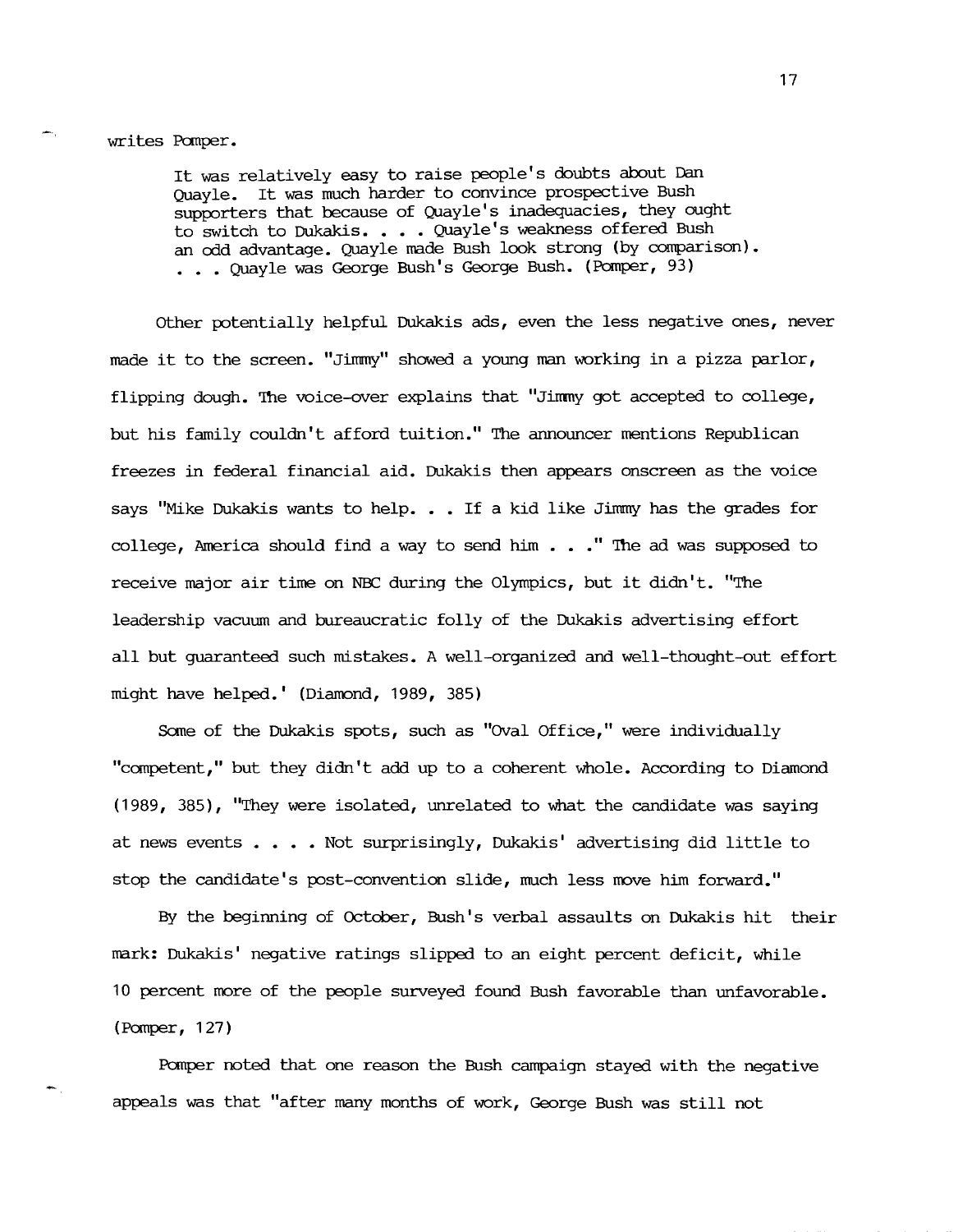writes Pomper.

> It was relatively easy to raise people's doubts about Dan Quayle. It was much harder to convince prospective Bush supporters that because of Quayle's inadequacies, they ought to switch to Dukakis. . . . Quayle's weakness offered Bush an odd advantage. Quayle made Bush look strong (by comparison). . . . Quayle was George Bush's George Bush. (Pomper, 93)

Other potentially helpful Dukakis ads, even the less negative ones, never made it to the screen. "Jimmy" showed a young man working in a pizza parlor, flipping dough. The voice-over explains that "Jimmy got accepted to college, but his family couldn't afford tuition." The announcer mentions Republican freezes in federal financial aid. Dukakis then appears onscreen as the voice says "Mike Dukakis wants to help. . . If a kid like Jimmy has the grades for college, America should find a way to send him . . ." The ad was supposed to receive major air time on NBC during the Olympics, but it didn't. "The leadership vacuum and bureaucratic folly of the Dukakis advertising effort all but guaranteed such mistakes. A well-organized and well-thought-out effort might have helped.' (Diamond, 1989, 385)

Some of the Dukakis spots, such as "Oval Office," were individually "competent," but they didn't add up to a coherent whole. According to Diamond (1989, 385), "They were isolated, unrelated to what the candidate was saying at news events . . . . Not surprisingly, Dukakis' advertising did little to stop the candidate's post-convention slide, much less move him forward."

By the beginning of October, Bush's verbal assaults on Dukakis hit their mark: Dukakis' negative ratings slipped to an eight percent deficit, while 10 percent more of the people surveyed found Bush favorable than unfavorable. (Pomper, 127)

Pomper noted that one reason the Bush campaign stayed with the negative appeals was that "after many months of work, George Bush was still not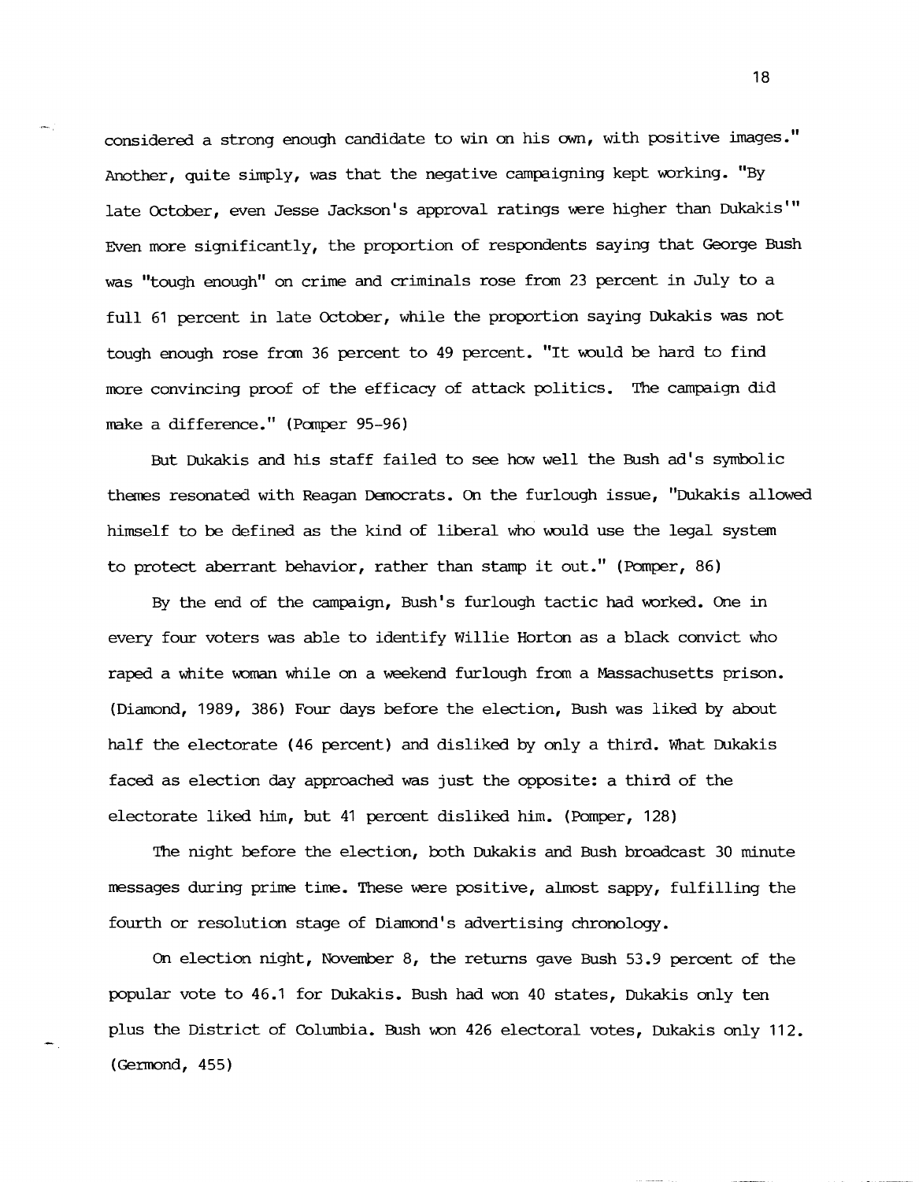considered a strong enough candidate to win on his own, with positive images." Another, quite simply, was that the negative campaigning kept working. "By late October, even Jesse Jackson's approval ratings were higher than Dukakis'" Even more significantly, the proportion of respondents saying that George Bush was "tough enough" on crime and criminals rose from 23 percent in July to a full 61 percent in late October, while the proportion saying Dukakis was not tough enough rose from 36 percent to 49 percent. "It would be hard to find more convincing proof of the efficacy of attack politics. The campaign did make a difference." (Pomper 95-96)

But Dukakis and his staff failed to see how well the Bush ad's symbolic themes resonated with Reagan Democrats. On the furlough issue, "Dukakis allowed himself to be defined as the kind of liberal who would use the legal system to protect aberrant behavior, rather than stamp it out." (Pomper, 86)

By the end of the campaign, Bush's furlough tactic had worked. One in every four voters was able to identify Willie Horton as a black convict who raped a white woman while on a weekend furlough from a Massachusetts prison. (Diamond, 1989, 386) Four days before the election, Bush was liked by about half the electorate (46 percent) and disliked by only a third. What Dukakis faced as election day approached was just the opposite: a third of the electorate liked him, but 41 percent disliked him. (Pomper, 128)

The night before the election, both Dukakis and Bush broadcast 30 minute messages during prime time. These were positive, almost sappy, fulfilling the fourth or resolution stage of Diamond's advertising chronology.

On election night, November 8, the returns gave Bush 53.9 percent of the popular vote to 46.1 for Dukakis. Bush had won 40 states, Dukakis only ten plus the District of Columbia. Bush won 426 electoral votes, Dukakis only 112. (Germond, 455)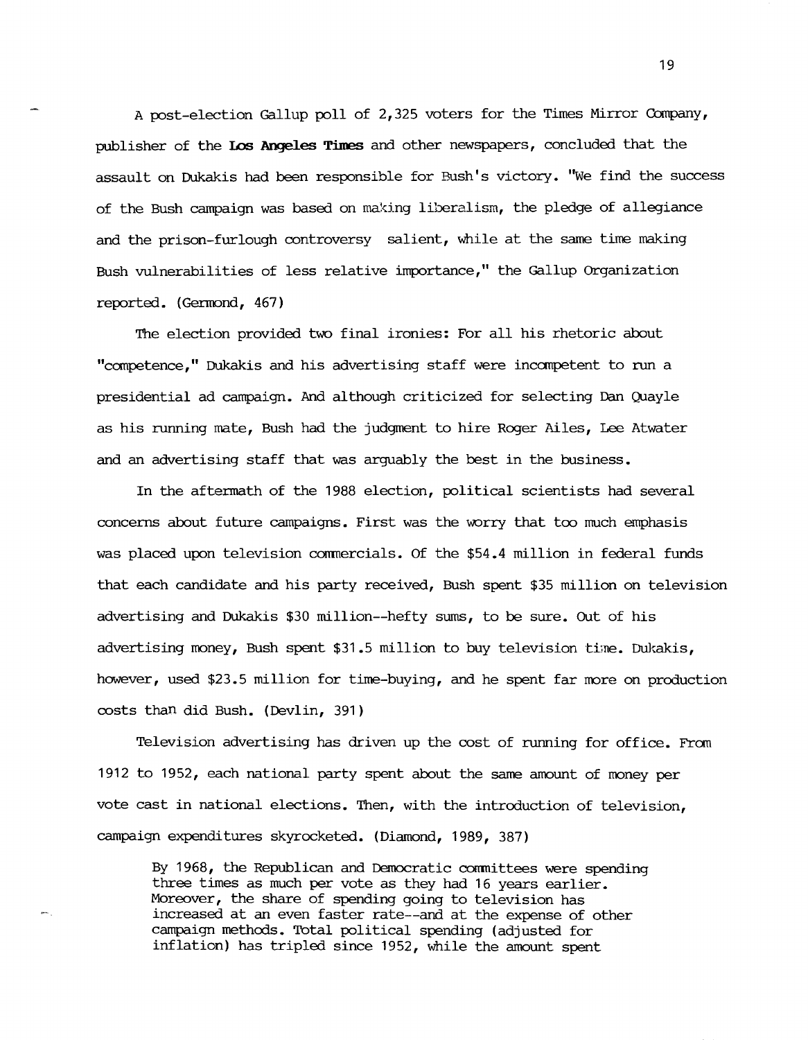A post-election Gallup poll of 2,325 voters for the Times Mirror Company, publisher of the **Los Angeles Times** and other newspapers, concluded that the assault on Dukakis had been responsible for Bush's victory. "We find the success of the Bush campaign was based on making liberalism, the pledge of allegiance and the prison-furlough controversy salient, while at the same time making Bush vulnerabilities of less relative importance," the Gallup Organization reported. (Germond, 467)

The election provided two final ironies: For all his rhetoric about "competence," Dukakis and his advertising staff were incompetent to run a presidential ad campaign. And although criticized for selecting Dan Quayle as his running mate, Bush had the judgment to hire Roger Ailes, Lee Atwater and an advertising staff that was arguably the best in the business.

In the aftermath of the 1988 election, political scientists had several concerns about future campaigns. First was the worry that too much emphasis was placed upon television commercials. Of the $54.4 million in federal funds that each candidate and his party received, Bush spent $35 million on television advertising and Dukakis $30 million--hefty sums, to be sure. Out of his advertising money, Bush spent $31.5 million to buy television time. Dukakis, however, used $23.5 million for time-buying, and he spent far more on production costs than did Bush. (Devlin, 391)

Television advertising has driven up the cost of running for office. From 1912 to 1952, each national party spent about the same amount of money per vote cast in national elections. Then, with the introduction of television, campaign expenditures skyrocketed. (Diamond, 1989, 387)

> By 1968, the Republican and Democratic committees were spending three times as much per vote as they had 16 years earlier. Moreover, the share of spending going to television has increased at an even faster rate--and at the expense of other campaign methods. Total political spending (adjusted for inflation) has tripled since 1952, while the amount spent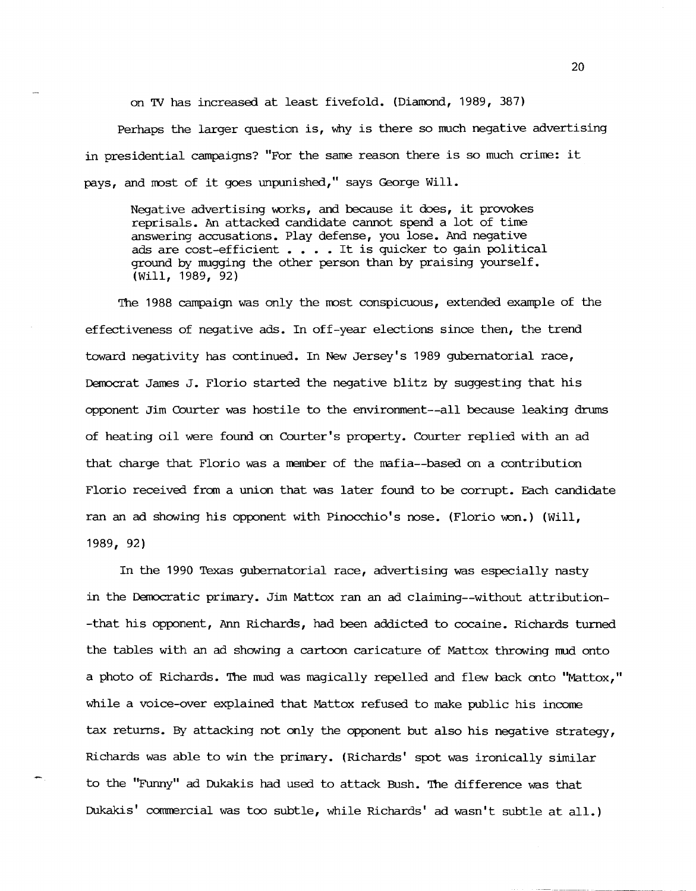on TV has increased at least fivefold. (Diamond, 1989, 387)

Perhaps the larger question is, why is there so much negative advertising in presidential campaigns? "For the same reason there is so much crime: it pays, and most of it goes unpunished," says George Will.

> Negative advertising works, and because it does, it provokes reprisals. An attacked candidate cannot spend a lot of time answering accusations. Play defense, you lose. And negative ads are cost-efficient . . . . It is quicker to gain political ground by mugging the other person than by praising yourself. (Will, 1989, 92)

The 1988 campaign was only the most conspicuous, extended example of the effectiveness of negative ads. In off-year elections since then, the trend toward negativity has continued. In New Jersey's 1989 gubernatorial race, Democrat James J. Florio started the negative blitz by suggesting that his opponent Jim Courter was hostile to the environment--all because leaking drums of heating oil were found on Courter's property. Courter replied with an ad that charge that Florio was a member of the mafia--based on a contribution Florio received from a union that was later found to be corrupt. Each candidate ran an ad showing his opponent with Pinocchio's nose. (Florio won.) (Will, 1989, 92)

In the 1990 Texas gubernatorial race, advertising was especially nasty in the Democratic primary. Jim Mattox ran an ad claiming--without attribution--that his opponent, Ann Richards, had been addicted to cocaine. Richards turned the tables with an ad showing a cartoon caricature of Mattox throwing mud onto a photo of Richards. The mud was magically repelled and flew back onto "Mattox," while a voice-over explained that Mattox refused to make public his income tax returns. By attacking not only the opponent but also his negative strategy, Richards was able to win the primary. (Richards' spot was ironically similar to the "Funny" ad Dukakis had used to attack Bush. The difference was that Dukakis' commercial was too subtle, while Richards' ad wasn't subtle at all.)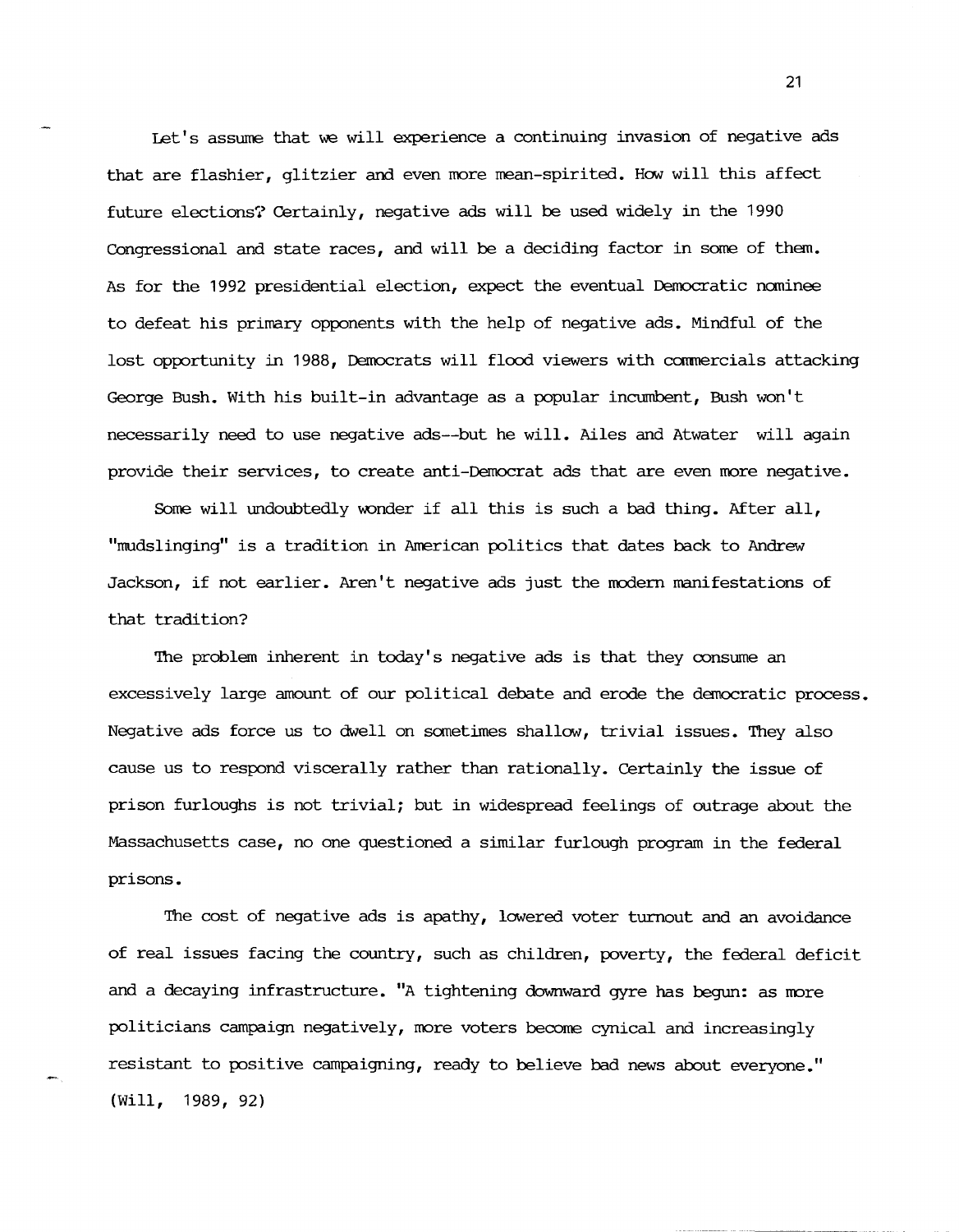Let's assume that we will experience a continuing invasion of negative ads that are flashier, glitzier and even more mean-spirited. How will this affect future elections? Certainly, negative ads will be used widely in the 1990 Congressional and state races, and will be a deciding factor in some of them. As for the 1992 presidential election, expect the eventual Democratic nominee to defeat his primary opponents with the help of negative ads. Mindful of the lost opportunity in 1988, Democrats will flood viewers with commercials attacking George Bush. With his built-in advantage as a popular incumbent, Bush won't necessarily need to use negative ads--but he will. Ailes and Atwater will again provide their services, to create anti-Democrat ads that are even more negative.

Some will undoubtedly wonder if all this is such a bad thing. After all, "mudslinging" is a tradition in American politics that dates back to Andrew Jackson, if not earlier. Aren't negative ads just the modern manifestations of that tradition?

The problem inherent in today's negative ads is that they consume an excessively large amount of our political debate and erode the democratic process. Negative ads force us to dwell on sometimes shallow, trivial issues. They also cause us to respond viscerally rather than rationally. Certainly the issue of prison furloughs is not trivial; but in widespread feelings of outrage about the Massachusetts case, no one questioned a similar furlough program in the federal prisons.

The cost of negative ads is apathy, lowered voter turnout and an avoidance of real issues facing the country, such as children, poverty, the federal deficit and a decaying infrastructure. "A tightening downward gyre has begun: as more politicians campaign negatively, more voters become cynical and increasingly resistant to positive campaigning, ready to believe bad news about everyone." (Will, 1989, 92)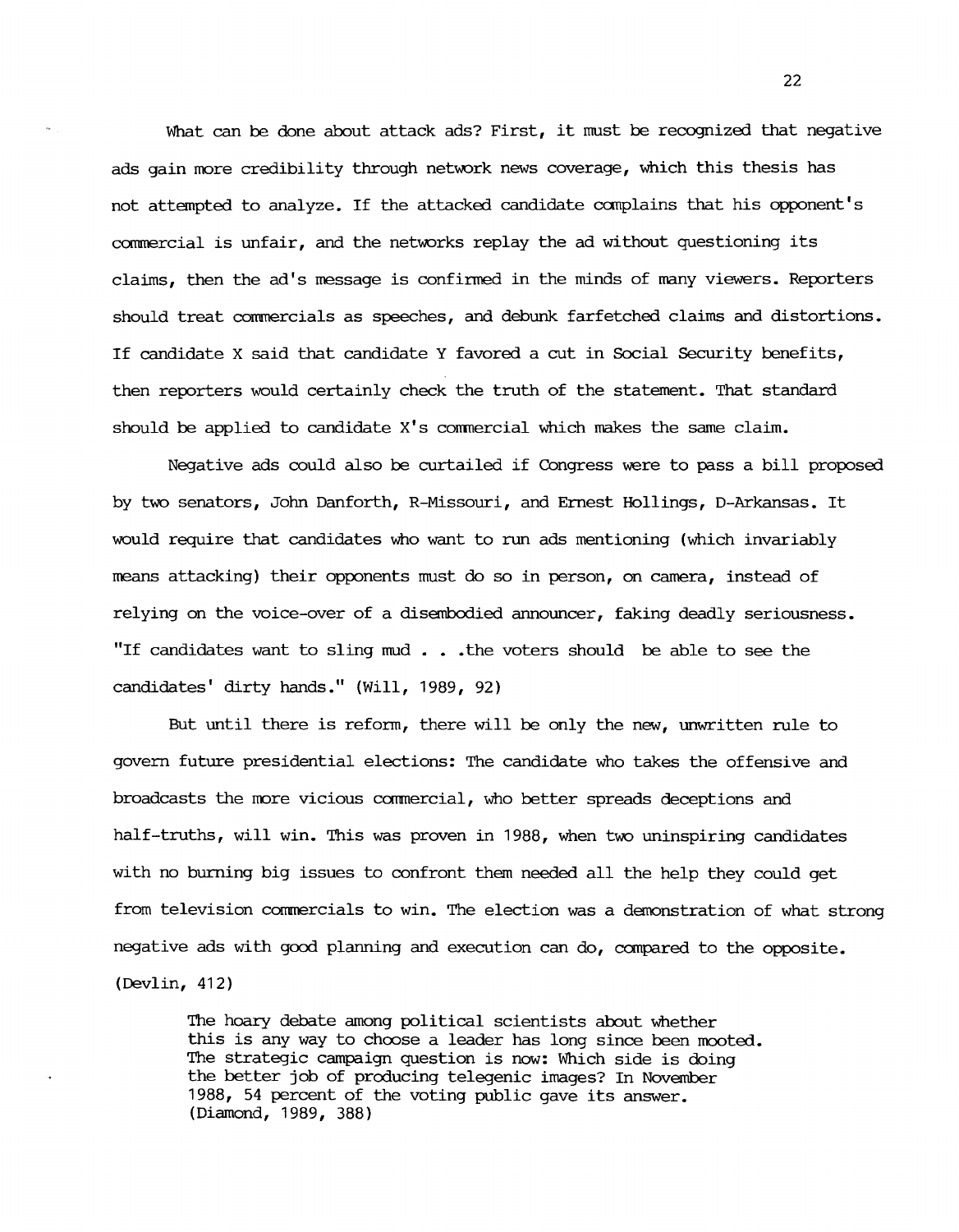What can be done about attack ads? First, it must be recognized that negative ads gain more credibility through network news coverage, which this thesis has not attempted to analyze. If the attacked candidate complains that his opponent's commercial is unfair, and the networks replay the ad without questioning its claims, then the ad's message is confirmed in the minds of many viewers. Reporters should treat commercials as speeches, and debunk farfetched claims and distortions. If candidate X said that candidate Y favored a cut in Social Security benefits, then reporters would certainly check the truth of the statement. That standard should be applied to candidate X's commercial which makes the same claim.

Negative ads could also be curtailed if Congress were to pass a bill proposed by two senators, John Danforth, R-Missouri, and Ernest Hollings, D-Arkansas. It would require that candidates who want to run ads mentioning (which invariably means attacking) their opponents must do so in person, on camera, instead of relying on the voice-over of a disembodied announcer, faking deadly seriousness. "If candidates want to sling mud . . .the voters should be able to see the candidates' dirty hands." (Will, 1989, 92)

But until there is reform, there will be only the new, unwritten rule to govern future presidential elections: The candidate who takes the offensive and broadcasts the more vicious commercial, who better spreads deceptions and half-truths, will win. This was proven in 1988, when two uninspiring candidates with no burning big issues to confront them needed all the help they could get from television commercials to win. The election was a demonstration of what strong negative ads with good planning and execution can do, compared to the opposite. (Devlin, 412)

> The hoary debate among political scientists about whether this is any way to choose a leader has long since been mooted. The strategic campaign question is now: Which side is doing the better job of producing telegenic images? In November 1988, 54 percent of the voting public gave its answer. (Diamond, 1989, 388)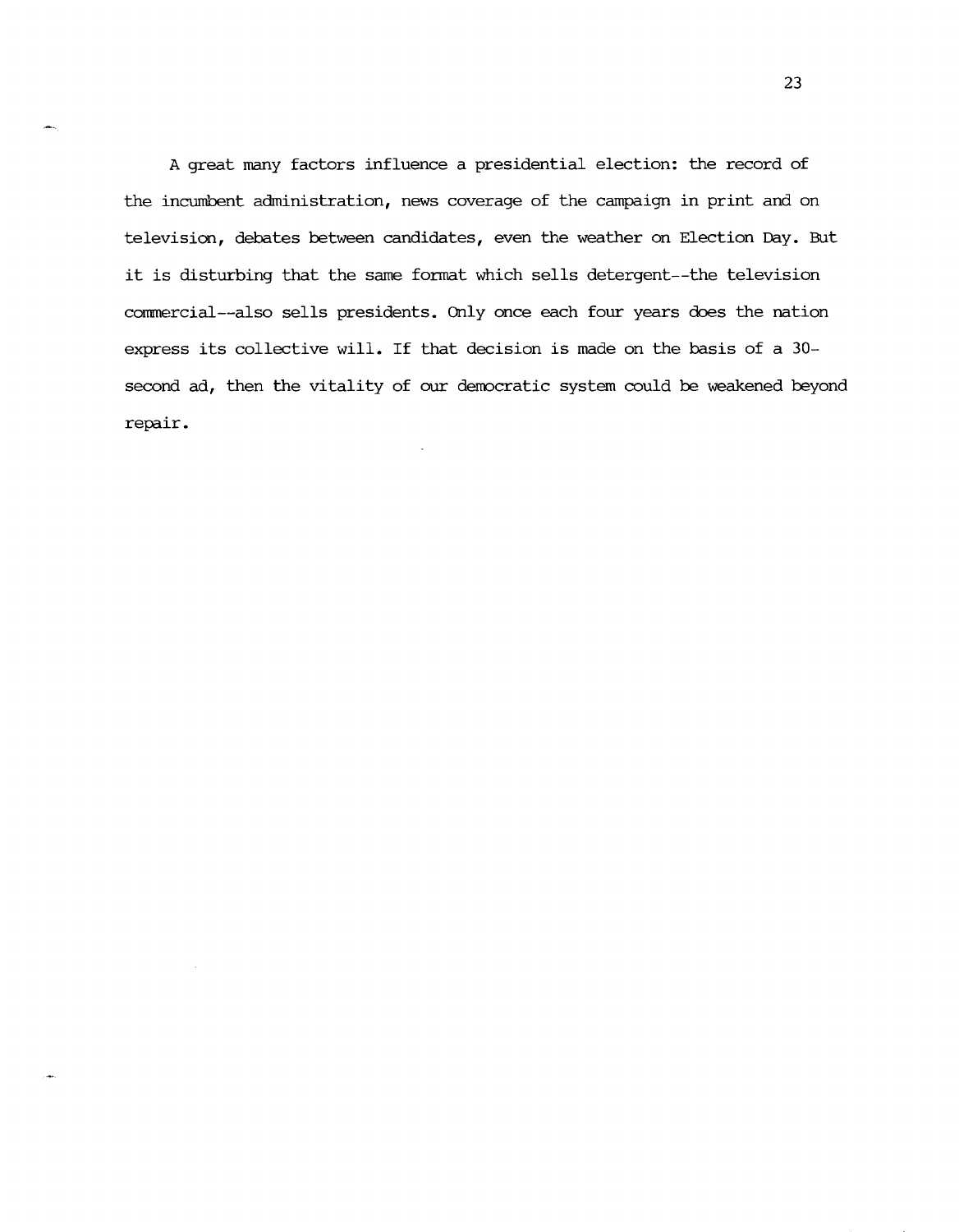A great many factors influence a presidential election: the record of the incumbent administration, news coverage of the campaign in print and on television, debates between candidates, even the weather on Election Day. But it is disturbing that the same format which sells detergent--the television commercial--also sells presidents. Only once each four years does the nation express its collective will. If that decision is made on the basis of a 30-second ad, then the vitality of our democratic system could be weakened beyond repair.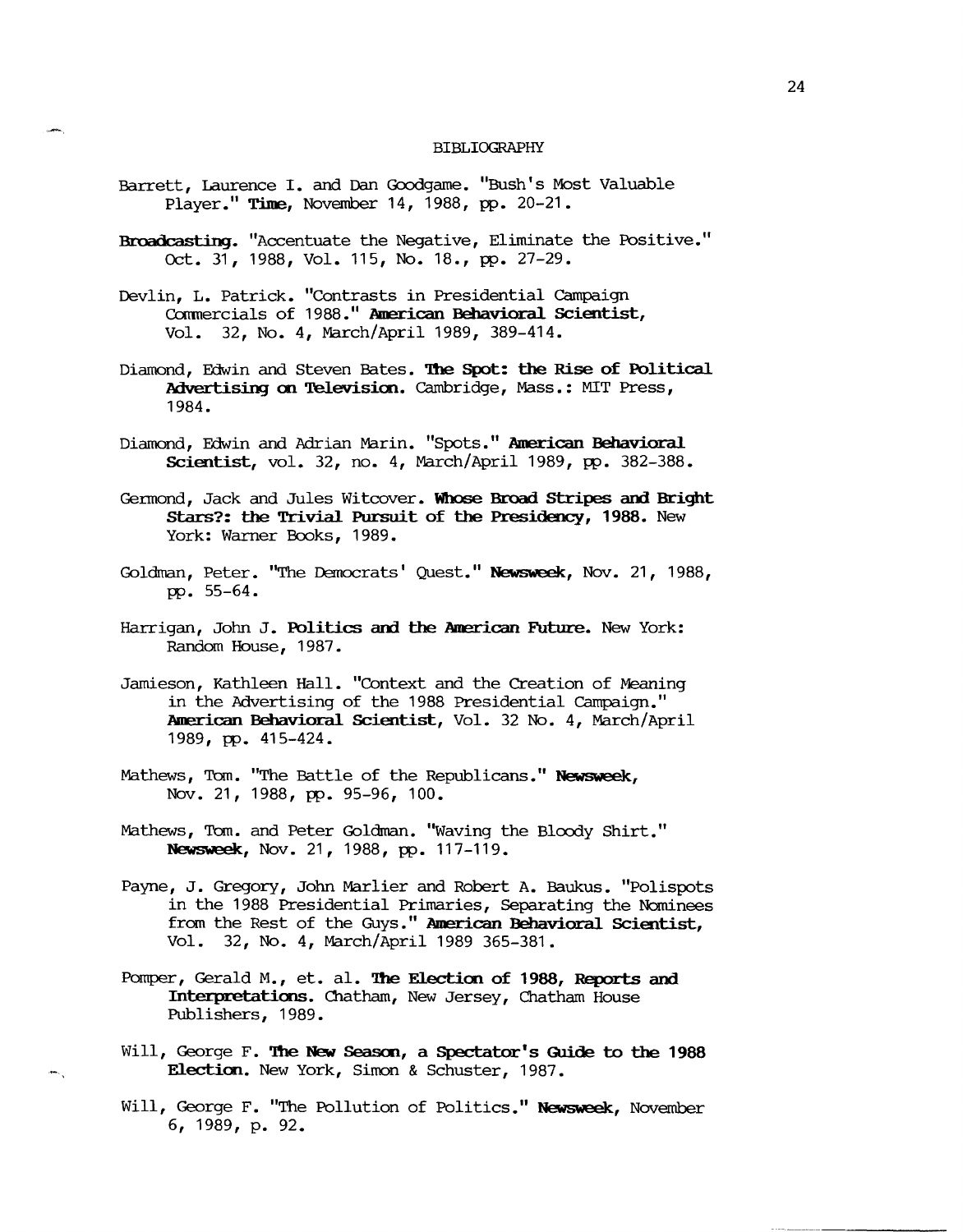# BIBLIOGRAPHY

Barrett, Laurence I. and Dan Goodgame. "Bush's Most Valuable Player." **Time**, November 14, 1988, pp. 20-21.

**Broadcasting.** "Accentuate the Negative, Eliminate the Positive." Oct. 31, 1988, Vol. 115, No. 18., pp. 27-29.

Devlin, L. Patrick. "Contrasts in Presidential Campaign Commercials of 1988." **American Behavioral Scientist**, Vol. 32, No. 4, March/April 1989, 389-414.

Diamond, Edwin and Steven Bates. **The Spot: the Rise of Political Advertising on Television.** Cambridge, Mass.: MIT Press, 1984.

Diamond, Edwin and Adrian Marin. "Spots." **American Behavioral Scientist**, vol. 32, no. 4, March/April 1989, pp. 382-388.

Germond, Jack and Jules Witcover. **Whose Broad Stripes and Bright Stars?: the Trivial Pursuit of the Presidency, 1988.** New York: Warner Books, 1989.

Goldman, Peter. "The Democrats' Quest." **Newsweek**, Nov. 21, 1988, pp. 55-64.

Harrigan, John J. **Politics and the American Future.** New York: Random House, 1987.

Jamieson, Kathleen Hall. "Context and the Creation of Meaning in the Advertising of the 1988 Presidential Campaign." **American Behavioral Scientist**, Vol. 32 No. 4, March/April 1989, pp. 415-424.

Mathews, Tom. "The Battle of the Republicans." **Newsweek**, Nov. 21, 1988, pp. 95-96, 100.

Mathews, Tom. and Peter Goldman. "Waving the Bloody Shirt." **Newsweek**, Nov. 21, 1988, pp. 117-119.

Payne, J. Gregory, John Marlier and Robert A. Baukus. "Polispots in the 1988 Presidential Primaries, Separating the Nominees from the Rest of the Guys." **American Behavioral Scientist**, Vol. 32, No. 4, March/April 1989 365-381.

Pomper, Gerald M., et. al. **The Election of 1988, Reports and Interpretations.** Chatham, New Jersey, Chatham House Publishers, 1989.

Will, George F. **The New Season, a Spectator's Guide to the 1988 Election.** New York, Simon & Schuster, 1987.

Will, George F. "The Pollution of Politics." **Newsweek**, November 6, 1989, p. 92.